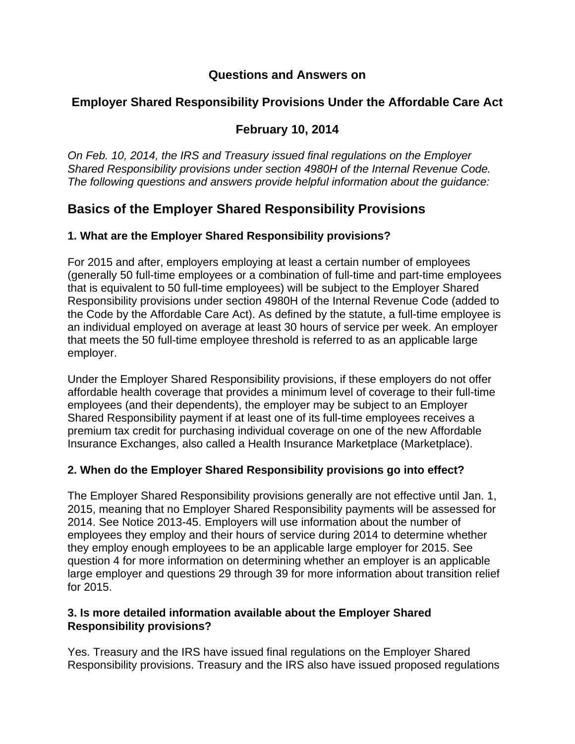# Questions and Answers on

# Employer Shared Responsibility Provisions Under the Affordable Care Act

# February 10, 2014

*On Feb. 10, 2014, the IRS and Treasury issued final regulations on the Employer Shared Responsibility provisions under section 4980H of the Internal Revenue Code. The following questions and answers provide helpful information about the guidance:*

## Basics of the Employer Shared Responsibility Provisions

### 1. What are the Employer Shared Responsibility provisions?

For 2015 and after, employers employing at least a certain number of employees (generally 50 full-time employees or a combination of full-time and part-time employees that is equivalent to 50 full-time employees) will be subject to the Employer Shared Responsibility provisions under section 4980H of the Internal Revenue Code (added to the Code by the Affordable Care Act). As defined by the statute, a full-time employee is an individual employed on average at least 30 hours of service per week. An employer that meets the 50 full-time employee threshold is referred to as an applicable large employer.

Under the Employer Shared Responsibility provisions, if these employers do not offer affordable health coverage that provides a minimum level of coverage to their full-time employees (and their dependents), the employer may be subject to an Employer Shared Responsibility payment if at least one of its full-time employees receives a premium tax credit for purchasing individual coverage on one of the new Affordable Insurance Exchanges, also called a Health Insurance Marketplace (Marketplace).

### 2. When do the Employer Shared Responsibility provisions go into effect?

The Employer Shared Responsibility provisions generally are not effective until Jan. 1, 2015, meaning that no Employer Shared Responsibility payments will be assessed for 2014. See Notice 2013-45. Employers will use information about the number of employees they employ and their hours of service during 2014 to determine whether they employ enough employees to be an applicable large employer for 2015. See question 4 for more information on determining whether an employer is an applicable large employer and questions 29 through 39 for more information about transition relief for 2015.

### 3. Is more detailed information available about the Employer Shared Responsibility provisions?

Yes. Treasury and the IRS have issued final regulations on the Employer Shared Responsibility provisions. Treasury and the IRS also have issued proposed regulations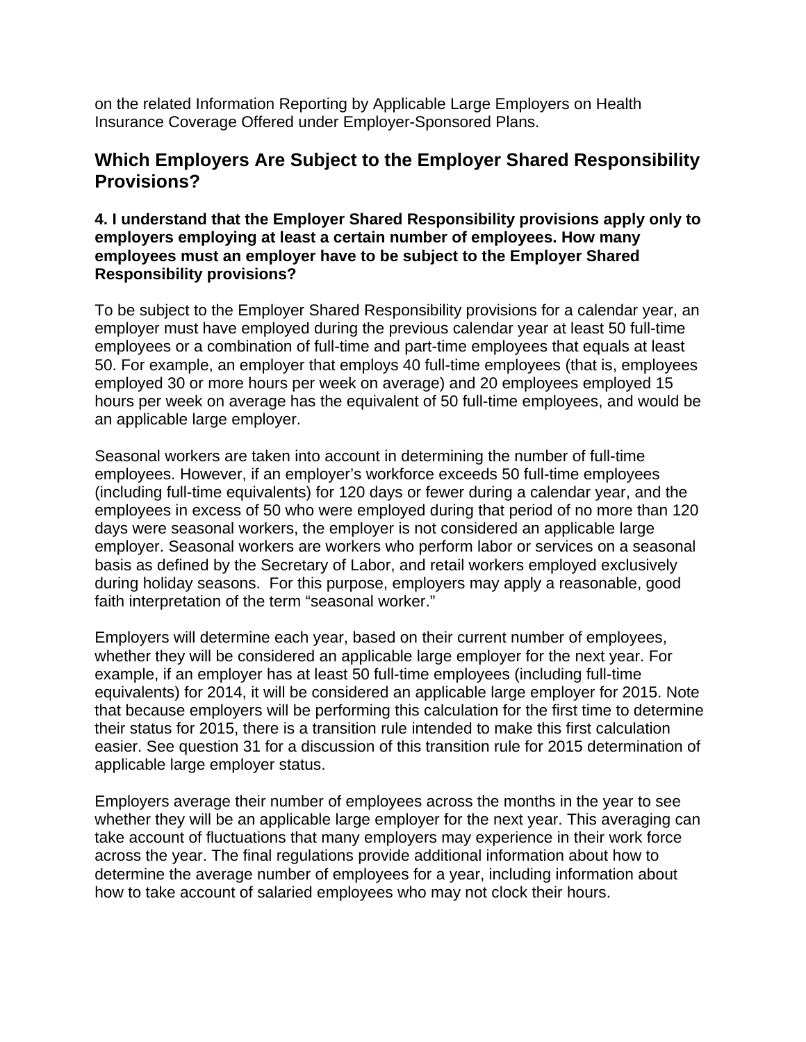on the related Information Reporting by Applicable Large Employers on Health Insurance Coverage Offered under Employer-Sponsored Plans.

## Which Employers Are Subject to the Employer Shared Responsibility Provisions?

**4. I understand that the Employer Shared Responsibility provisions apply only to employers employing at least a certain number of employees. How many employees must an employer have to be subject to the Employer Shared Responsibility provisions?**

To be subject to the Employer Shared Responsibility provisions for a calendar year, an employer must have employed during the previous calendar year at least 50 full-time employees or a combination of full-time and part-time employees that equals at least 50. For example, an employer that employs 40 full-time employees (that is, employees employed 30 or more hours per week on average) and 20 employees employed 15 hours per week on average has the equivalent of 50 full-time employees, and would be an applicable large employer.

Seasonal workers are taken into account in determining the number of full-time employees. However, if an employer's workforce exceeds 50 full-time employees (including full-time equivalents) for 120 days or fewer during a calendar year, and the employees in excess of 50 who were employed during that period of no more than 120 days were seasonal workers, the employer is not considered an applicable large employer. Seasonal workers are workers who perform labor or services on a seasonal basis as defined by the Secretary of Labor, and retail workers employed exclusively during holiday seasons. For this purpose, employers may apply a reasonable, good faith interpretation of the term "seasonal worker."

Employers will determine each year, based on their current number of employees, whether they will be considered an applicable large employer for the next year. For example, if an employer has at least 50 full-time employees (including full-time equivalents) for 2014, it will be considered an applicable large employer for 2015. Note that because employers will be performing this calculation for the first time to determine their status for 2015, there is a transition rule intended to make this first calculation easier. See question 31 for a discussion of this transition rule for 2015 determination of applicable large employer status.

Employers average their number of employees across the months in the year to see whether they will be an applicable large employer for the next year. This averaging can take account of fluctuations that many employers may experience in their work force across the year. The final regulations provide additional information about how to determine the average number of employees for a year, including information about how to take account of salaried employees who may not clock their hours.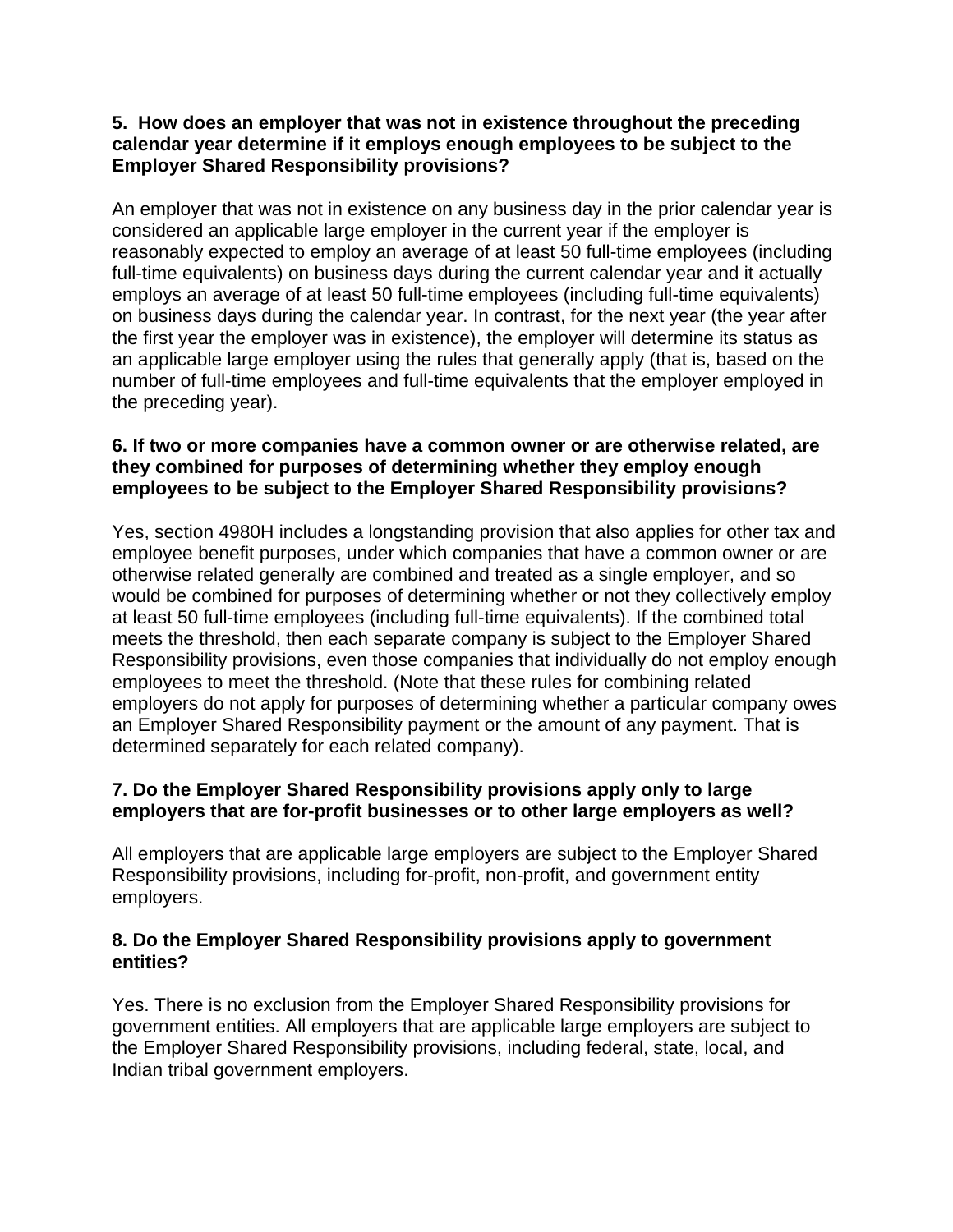**5. How does an employer that was not in existence throughout the preceding calendar year determine if it employs enough employees to be subject to the Employer Shared Responsibility provisions?**

An employer that was not in existence on any business day in the prior calendar year is considered an applicable large employer in the current year if the employer is reasonably expected to employ an average of at least 50 full-time employees (including full-time equivalents) on business days during the current calendar year and it actually employs an average of at least 50 full-time employees (including full-time equivalents) on business days during the calendar year. In contrast, for the next year (the year after the first year the employer was in existence), the employer will determine its status as an applicable large employer using the rules that generally apply (that is, based on the number of full-time employees and full-time equivalents that the employer employed in the preceding year).

**6. If two or more companies have a common owner or are otherwise related, are they combined for purposes of determining whether they employ enough employees to be subject to the Employer Shared Responsibility provisions?**

Yes, section 4980H includes a longstanding provision that also applies for other tax and employee benefit purposes, under which companies that have a common owner or are otherwise related generally are combined and treated as a single employer, and so would be combined for purposes of determining whether or not they collectively employ at least 50 full-time employees (including full-time equivalents). If the combined total meets the threshold, then each separate company is subject to the Employer Shared Responsibility provisions, even those companies that individually do not employ enough employees to meet the threshold. (Note that these rules for combining related employers do not apply for purposes of determining whether a particular company owes an Employer Shared Responsibility payment or the amount of any payment. That is determined separately for each related company).

**7. Do the Employer Shared Responsibility provisions apply only to large employers that are for-profit businesses or to other large employers as well?**

All employers that are applicable large employers are subject to the Employer Shared Responsibility provisions, including for-profit, non-profit, and government entity employers.

**8. Do the Employer Shared Responsibility provisions apply to government entities?**

Yes. There is no exclusion from the Employer Shared Responsibility provisions for government entities. All employers that are applicable large employers are subject to the Employer Shared Responsibility provisions, including federal, state, local, and Indian tribal government employers.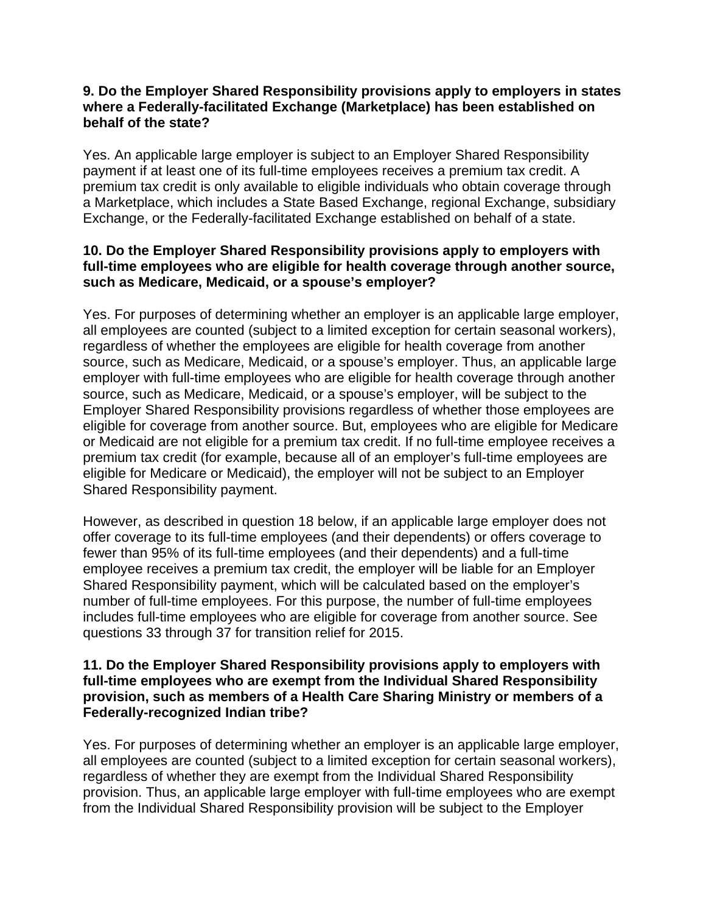**9. Do the Employer Shared Responsibility provisions apply to employers in states where a Federally-facilitated Exchange (Marketplace) has been established on behalf of the state?**

Yes. An applicable large employer is subject to an Employer Shared Responsibility payment if at least one of its full-time employees receives a premium tax credit. A premium tax credit is only available to eligible individuals who obtain coverage through a Marketplace, which includes a State Based Exchange, regional Exchange, subsidiary Exchange, or the Federally-facilitated Exchange established on behalf of a state.

**10. Do the Employer Shared Responsibility provisions apply to employers with full-time employees who are eligible for health coverage through another source, such as Medicare, Medicaid, or a spouse's employer?**

Yes. For purposes of determining whether an employer is an applicable large employer, all employees are counted (subject to a limited exception for certain seasonal workers), regardless of whether the employees are eligible for health coverage from another source, such as Medicare, Medicaid, or a spouse's employer. Thus, an applicable large employer with full-time employees who are eligible for health coverage through another source, such as Medicare, Medicaid, or a spouse's employer, will be subject to the Employer Shared Responsibility provisions regardless of whether those employees are eligible for coverage from another source. But, employees who are eligible for Medicare or Medicaid are not eligible for a premium tax credit. If no full-time employee receives a premium tax credit (for example, because all of an employer's full-time employees are eligible for Medicare or Medicaid), the employer will not be subject to an Employer Shared Responsibility payment.

However, as described in question 18 below, if an applicable large employer does not offer coverage to its full-time employees (and their dependents) or offers coverage to fewer than 95% of its full-time employees (and their dependents) and a full-time employee receives a premium tax credit, the employer will be liable for an Employer Shared Responsibility payment, which will be calculated based on the employer's number of full-time employees. For this purpose, the number of full-time employees includes full-time employees who are eligible for coverage from another source. See questions 33 through 37 for transition relief for 2015.

**11. Do the Employer Shared Responsibility provisions apply to employers with full-time employees who are exempt from the Individual Shared Responsibility provision, such as members of a Health Care Sharing Ministry or members of a Federally-recognized Indian tribe?**

Yes. For purposes of determining whether an employer is an applicable large employer, all employees are counted (subject to a limited exception for certain seasonal workers), regardless of whether they are exempt from the Individual Shared Responsibility provision. Thus, an applicable large employer with full-time employees who are exempt from the Individual Shared Responsibility provision will be subject to the Employer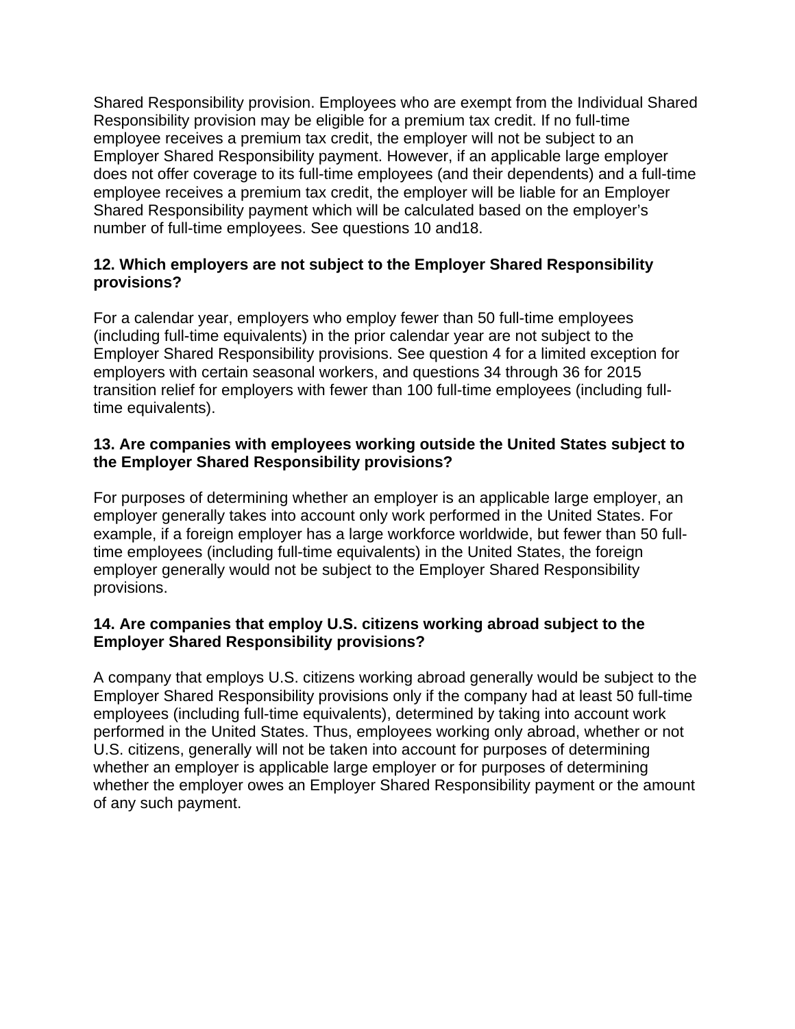Shared Responsibility provision. Employees who are exempt from the Individual Shared Responsibility provision may be eligible for a premium tax credit. If no full-time employee receives a premium tax credit, the employer will not be subject to an Employer Shared Responsibility payment. However, if an applicable large employer does not offer coverage to its full-time employees (and their dependents) and a full-time employee receives a premium tax credit, the employer will be liable for an Employer Shared Responsibility payment which will be calculated based on the employer's number of full-time employees. See questions 10 and18.

**12. Which employers are not subject to the Employer Shared Responsibility provisions?**

For a calendar year, employers who employ fewer than 50 full-time employees (including full-time equivalents) in the prior calendar year are not subject to the Employer Shared Responsibility provisions. See question 4 for a limited exception for employers with certain seasonal workers, and questions 34 through 36 for 2015 transition relief for employers with fewer than 100 full-time employees (including full-time equivalents).

**13. Are companies with employees working outside the United States subject to the Employer Shared Responsibility provisions?**

For purposes of determining whether an employer is an applicable large employer, an employer generally takes into account only work performed in the United States. For example, if a foreign employer has a large workforce worldwide, but fewer than 50 full-time employees (including full-time equivalents) in the United States, the foreign employer generally would not be subject to the Employer Shared Responsibility provisions.

**14. Are companies that employ U.S. citizens working abroad subject to the Employer Shared Responsibility provisions?**

A company that employs U.S. citizens working abroad generally would be subject to the Employer Shared Responsibility provisions only if the company had at least 50 full-time employees (including full-time equivalents), determined by taking into account work performed in the United States. Thus, employees working only abroad, whether or not U.S. citizens, generally will not be taken into account for purposes of determining whether an employer is applicable large employer or for purposes of determining whether the employer owes an Employer Shared Responsibility payment or the amount of any such payment.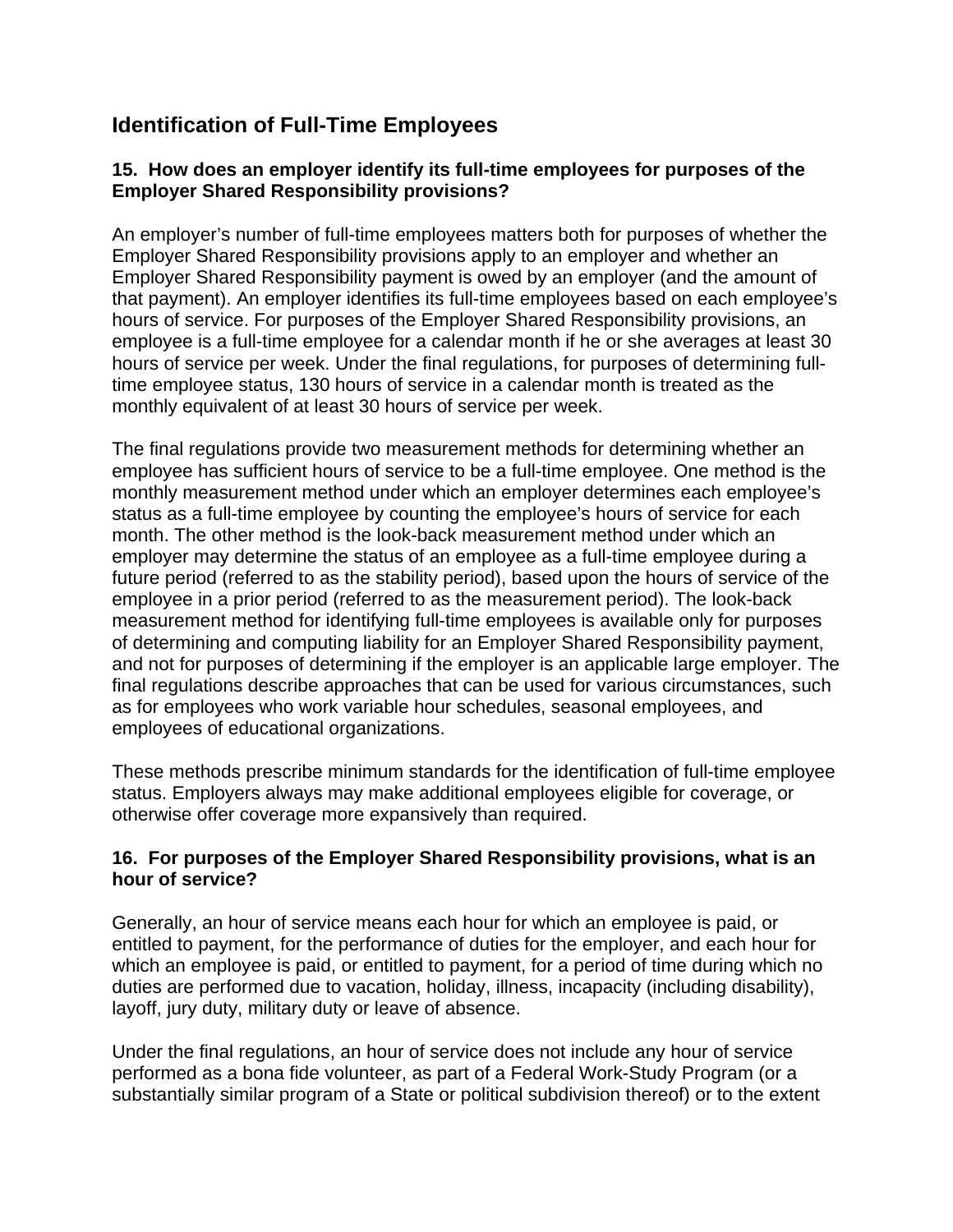## Identification of Full-Time Employees

### 15. How does an employer identify its full-time employees for purposes of the Employer Shared Responsibility provisions?

An employer's number of full-time employees matters both for purposes of whether the Employer Shared Responsibility provisions apply to an employer and whether an Employer Shared Responsibility payment is owed by an employer (and the amount of that payment). An employer identifies its full-time employees based on each employee's hours of service. For purposes of the Employer Shared Responsibility provisions, an employee is a full-time employee for a calendar month if he or she averages at least 30 hours of service per week. Under the final regulations, for purposes of determining full-time employee status, 130 hours of service in a calendar month is treated as the monthly equivalent of at least 30 hours of service per week.

The final regulations provide two measurement methods for determining whether an employee has sufficient hours of service to be a full-time employee. One method is the monthly measurement method under which an employer determines each employee's status as a full-time employee by counting the employee's hours of service for each month. The other method is the look-back measurement method under which an employer may determine the status of an employee as a full-time employee during a future period (referred to as the stability period), based upon the hours of service of the employee in a prior period (referred to as the measurement period). The look-back measurement method for identifying full-time employees is available only for purposes of determining and computing liability for an Employer Shared Responsibility payment, and not for purposes of determining if the employer is an applicable large employer. The final regulations describe approaches that can be used for various circumstances, such as for employees who work variable hour schedules, seasonal employees, and employees of educational organizations.

These methods prescribe minimum standards for the identification of full-time employee status. Employers always may make additional employees eligible for coverage, or otherwise offer coverage more expansively than required.

### 16. For purposes of the Employer Shared Responsibility provisions, what is an hour of service?

Generally, an hour of service means each hour for which an employee is paid, or entitled to payment, for the performance of duties for the employer, and each hour for which an employee is paid, or entitled to payment, for a period of time during which no duties are performed due to vacation, holiday, illness, incapacity (including disability), layoff, jury duty, military duty or leave of absence.

Under the final regulations, an hour of service does not include any hour of service performed as a bona fide volunteer, as part of a Federal Work-Study Program (or a substantially similar program of a State or political subdivision thereof) or to the extent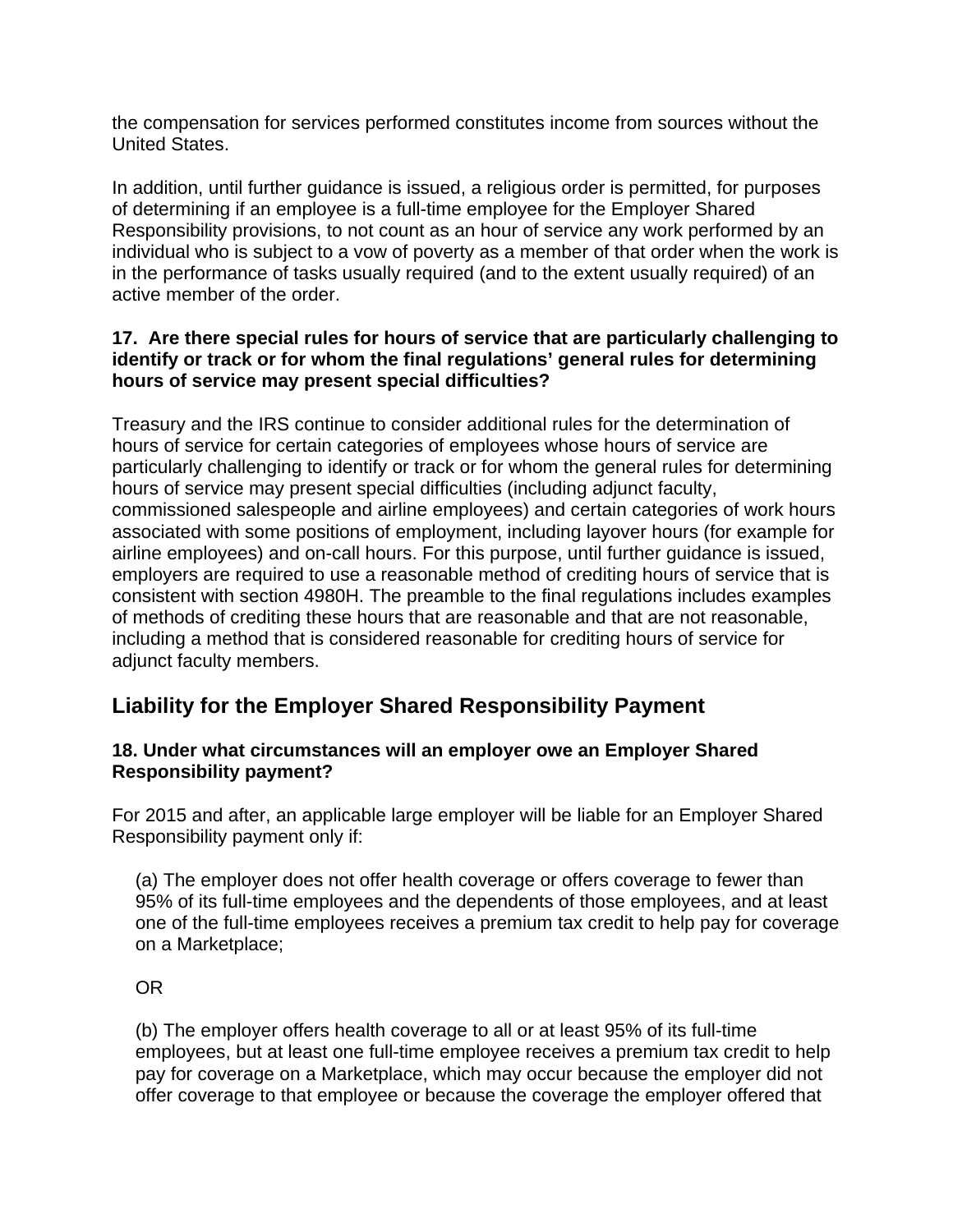the compensation for services performed constitutes income from sources without the United States.

In addition, until further guidance is issued, a religious order is permitted, for purposes of determining if an employee is a full-time employee for the Employer Shared Responsibility provisions, to not count as an hour of service any work performed by an individual who is subject to a vow of poverty as a member of that order when the work is in the performance of tasks usually required (and to the extent usually required) of an active member of the order.

**17. Are there special rules for hours of service that are particularly challenging to identify or track or for whom the final regulations' general rules for determining hours of service may present special difficulties?**

Treasury and the IRS continue to consider additional rules for the determination of hours of service for certain categories of employees whose hours of service are particularly challenging to identify or track or for whom the general rules for determining hours of service may present special difficulties (including adjunct faculty, commissioned salespeople and airline employees) and certain categories of work hours associated with some positions of employment, including layover hours (for example for airline employees) and on-call hours. For this purpose, until further guidance is issued, employers are required to use a reasonable method of crediting hours of service that is consistent with section 4980H. The preamble to the final regulations includes examples of methods of crediting these hours that are reasonable and that are not reasonable, including a method that is considered reasonable for crediting hours of service for adjunct faculty members.

## Liability for the Employer Shared Responsibility Payment

**18. Under what circumstances will an employer owe an Employer Shared Responsibility payment?**

For 2015 and after, an applicable large employer will be liable for an Employer Shared Responsibility payment only if:

(a) The employer does not offer health coverage or offers coverage to fewer than 95% of its full-time employees and the dependents of those employees, and at least one of the full-time employees receives a premium tax credit to help pay for coverage on a Marketplace;

OR

(b) The employer offers health coverage to all or at least 95% of its full-time employees, but at least one full-time employee receives a premium tax credit to help pay for coverage on a Marketplace, which may occur because the employer did not offer coverage to that employee or because the coverage the employer offered that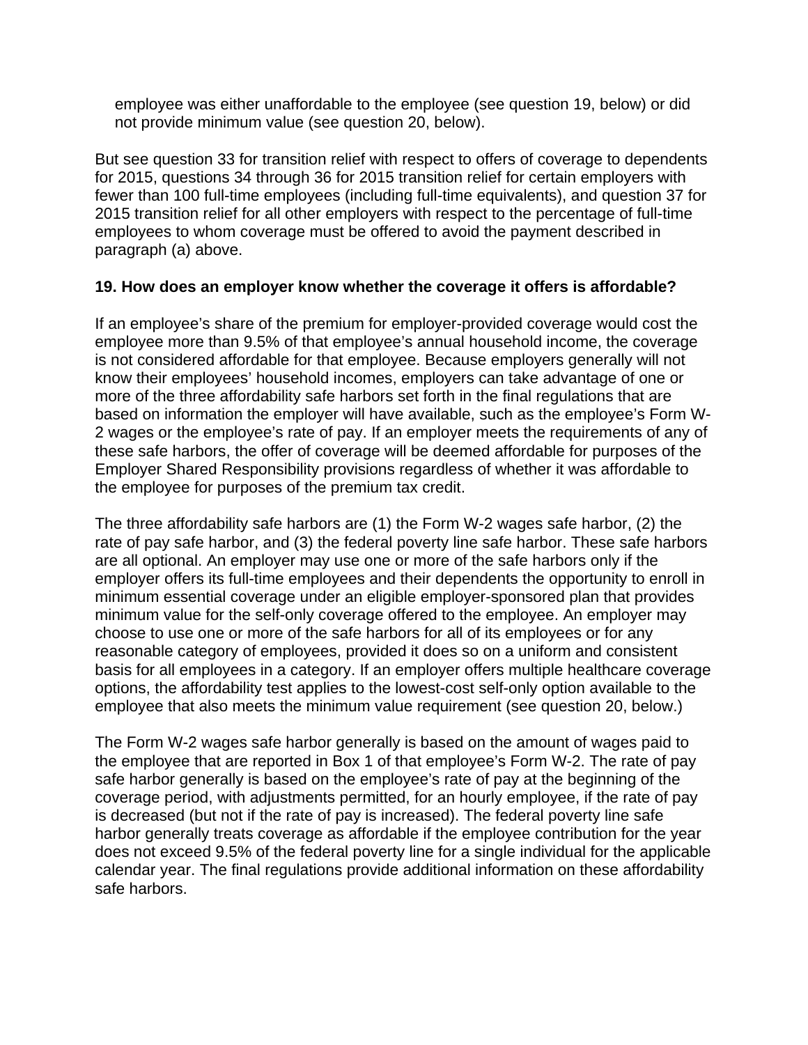employee was either unaffordable to the employee (see question 19, below) or did not provide minimum value (see question 20, below).

But see question 33 for transition relief with respect to offers of coverage to dependents for 2015, questions 34 through 36 for 2015 transition relief for certain employers with fewer than 100 full-time employees (including full-time equivalents), and question 37 for 2015 transition relief for all other employers with respect to the percentage of full-time employees to whom coverage must be offered to avoid the payment described in paragraph (a) above.

**19. How does an employer know whether the coverage it offers is affordable?**

If an employee's share of the premium for employer-provided coverage would cost the employee more than 9.5% of that employee's annual household income, the coverage is not considered affordable for that employee. Because employers generally will not know their employees' household incomes, employers can take advantage of one or more of the three affordability safe harbors set forth in the final regulations that are based on information the employer will have available, such as the employee's Form W-2 wages or the employee's rate of pay. If an employer meets the requirements of any of these safe harbors, the offer of coverage will be deemed affordable for purposes of the Employer Shared Responsibility provisions regardless of whether it was affordable to the employee for purposes of the premium tax credit.

The three affordability safe harbors are (1) the Form W-2 wages safe harbor, (2) the rate of pay safe harbor, and (3) the federal poverty line safe harbor. These safe harbors are all optional. An employer may use one or more of the safe harbors only if the employer offers its full-time employees and their dependents the opportunity to enroll in minimum essential coverage under an eligible employer-sponsored plan that provides minimum value for the self-only coverage offered to the employee. An employer may choose to use one or more of the safe harbors for all of its employees or for any reasonable category of employees, provided it does so on a uniform and consistent basis for all employees in a category. If an employer offers multiple healthcare coverage options, the affordability test applies to the lowest-cost self-only option available to the employee that also meets the minimum value requirement (see question 20, below.)

The Form W-2 wages safe harbor generally is based on the amount of wages paid to the employee that are reported in Box 1 of that employee's Form W-2. The rate of pay safe harbor generally is based on the employee's rate of pay at the beginning of the coverage period, with adjustments permitted, for an hourly employee, if the rate of pay is decreased (but not if the rate of pay is increased). The federal poverty line safe harbor generally treats coverage as affordable if the employee contribution for the year does not exceed 9.5% of the federal poverty line for a single individual for the applicable calendar year. The final regulations provide additional information on these affordability safe harbors.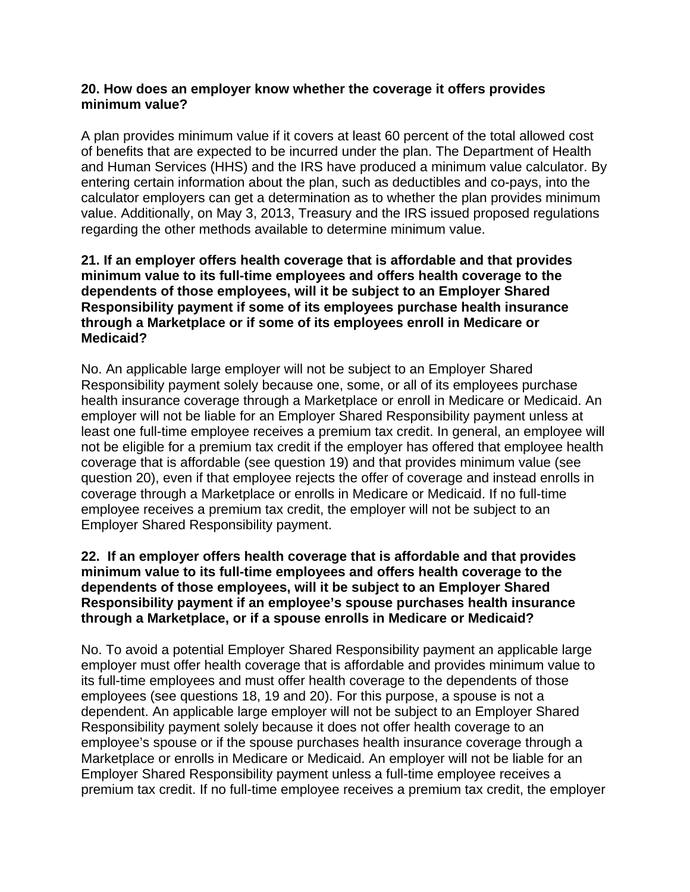**20. How does an employer know whether the coverage it offers provides minimum value?**

A plan provides minimum value if it covers at least 60 percent of the total allowed cost of benefits that are expected to be incurred under the plan. The Department of Health and Human Services (HHS) and the IRS have produced a minimum value calculator. By entering certain information about the plan, such as deductibles and co-pays, into the calculator employers can get a determination as to whether the plan provides minimum value. Additionally, on May 3, 2013, Treasury and the IRS issued proposed regulations regarding the other methods available to determine minimum value.

**21. If an employer offers health coverage that is affordable and that provides minimum value to its full-time employees and offers health coverage to the dependents of those employees, will it be subject to an Employer Shared Responsibility payment if some of its employees purchase health insurance through a Marketplace or if some of its employees enroll in Medicare or Medicaid?**

No. An applicable large employer will not be subject to an Employer Shared Responsibility payment solely because one, some, or all of its employees purchase health insurance coverage through a Marketplace or enroll in Medicare or Medicaid. An employer will not be liable for an Employer Shared Responsibility payment unless at least one full-time employee receives a premium tax credit. In general, an employee will not be eligible for a premium tax credit if the employer has offered that employee health coverage that is affordable (see question 19) and that provides minimum value (see question 20), even if that employee rejects the offer of coverage and instead enrolls in coverage through a Marketplace or enrolls in Medicare or Medicaid. If no full-time employee receives a premium tax credit, the employer will not be subject to an Employer Shared Responsibility payment.

**22. If an employer offers health coverage that is affordable and that provides minimum value to its full-time employees and offers health coverage to the dependents of those employees, will it be subject to an Employer Shared Responsibility payment if an employee's spouse purchases health insurance through a Marketplace, or if a spouse enrolls in Medicare or Medicaid?**

No. To avoid a potential Employer Shared Responsibility payment an applicable large employer must offer health coverage that is affordable and provides minimum value to its full-time employees and must offer health coverage to the dependents of those employees (see questions 18, 19 and 20). For this purpose, a spouse is not a dependent. An applicable large employer will not be subject to an Employer Shared Responsibility payment solely because it does not offer health coverage to an employee's spouse or if the spouse purchases health insurance coverage through a Marketplace or enrolls in Medicare or Medicaid. An employer will not be liable for an Employer Shared Responsibility payment unless a full-time employee receives a premium tax credit. If no full-time employee receives a premium tax credit, the employer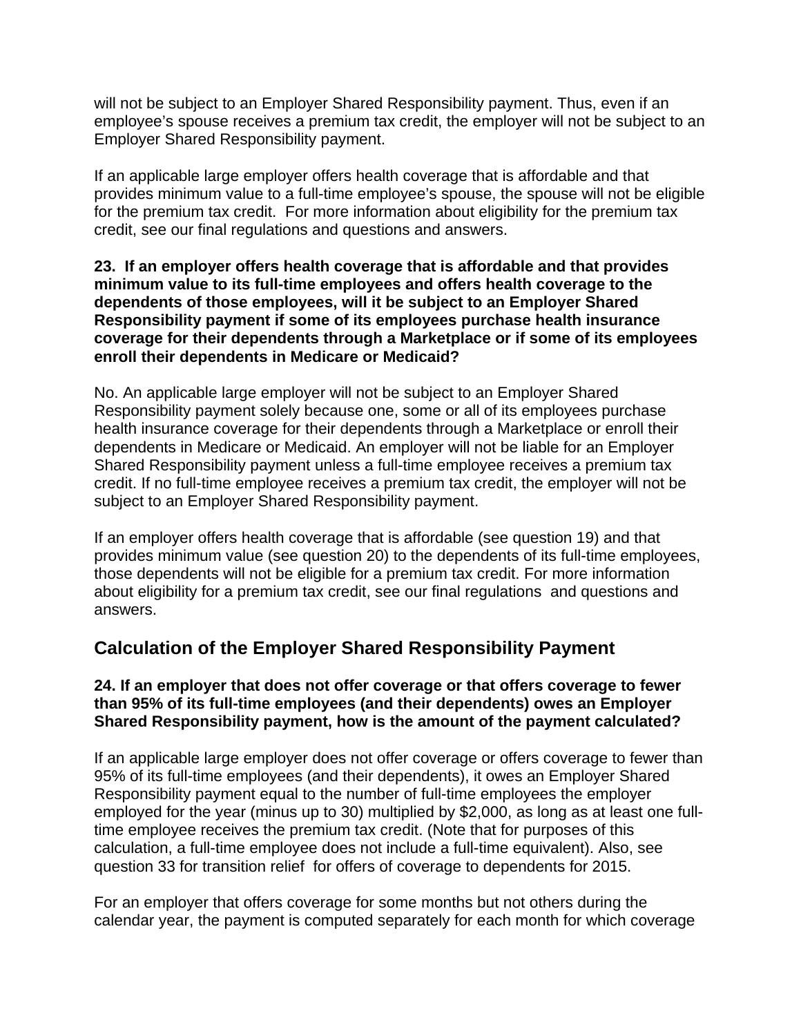will not be subject to an Employer Shared Responsibility payment. Thus, even if an employee's spouse receives a premium tax credit, the employer will not be subject to an Employer Shared Responsibility payment.

If an applicable large employer offers health coverage that is affordable and that provides minimum value to a full-time employee's spouse, the spouse will not be eligible for the premium tax credit. For more information about eligibility for the premium tax credit, see our final regulations and questions and answers.

**23. If an employer offers health coverage that is affordable and that provides minimum value to its full-time employees and offers health coverage to the dependents of those employees, will it be subject to an Employer Shared Responsibility payment if some of its employees purchase health insurance coverage for their dependents through a Marketplace or if some of its employees enroll their dependents in Medicare or Medicaid?**

No. An applicable large employer will not be subject to an Employer Shared Responsibility payment solely because one, some or all of its employees purchase health insurance coverage for their dependents through a Marketplace or enroll their dependents in Medicare or Medicaid. An employer will not be liable for an Employer Shared Responsibility payment unless a full-time employee receives a premium tax credit. If no full-time employee receives a premium tax credit, the employer will not be subject to an Employer Shared Responsibility payment.

If an employer offers health coverage that is affordable (see question 19) and that provides minimum value (see question 20) to the dependents of its full-time employees, those dependents will not be eligible for a premium tax credit. For more information about eligibility for a premium tax credit, see our final regulations and questions and answers.

## Calculation of the Employer Shared Responsibility Payment

**24. If an employer that does not offer coverage or that offers coverage to fewer than 95% of its full-time employees (and their dependents) owes an Employer Shared Responsibility payment, how is the amount of the payment calculated?**

If an applicable large employer does not offer coverage or offers coverage to fewer than 95% of its full-time employees (and their dependents), it owes an Employer Shared Responsibility payment equal to the number of full-time employees the employer employed for the year (minus up to 30) multiplied by $2,000, as long as at least one full-time employee receives the premium tax credit. (Note that for purposes of this calculation, a full-time employee does not include a full-time equivalent). Also, see question 33 for transition relief for offers of coverage to dependents for 2015.

For an employer that offers coverage for some months but not others during the calendar year, the payment is computed separately for each month for which coverage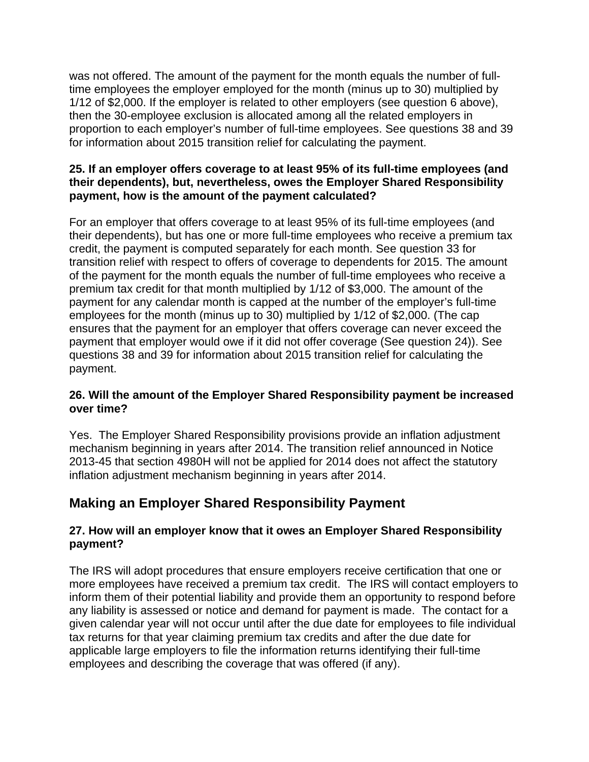was not offered. The amount of the payment for the month equals the number of full-time employees the employer employed for the month (minus up to 30) multiplied by 1/12 of $2,000. If the employer is related to other employers (see question 6 above), then the 30-employee exclusion is allocated among all the related employers in proportion to each employer's number of full-time employees. See questions 38 and 39 for information about 2015 transition relief for calculating the payment.

**25. If an employer offers coverage to at least 95% of its full-time employees (and their dependents), but, nevertheless, owes the Employer Shared Responsibility payment, how is the amount of the payment calculated?**

For an employer that offers coverage to at least 95% of its full-time employees (and their dependents), but has one or more full-time employees who receive a premium tax credit, the payment is computed separately for each month. See question 33 for transition relief with respect to offers of coverage to dependents for 2015. The amount of the payment for the month equals the number of full-time employees who receive a premium tax credit for that month multiplied by 1/12 of $3,000. The amount of the payment for any calendar month is capped at the number of the employer's full-time employees for the month (minus up to 30) multiplied by 1/12 of $2,000. (The cap ensures that the payment for an employer that offers coverage can never exceed the payment that employer would owe if it did not offer coverage (See question 24)). See questions 38 and 39 for information about 2015 transition relief for calculating the payment.

**26. Will the amount of the Employer Shared Responsibility payment be increased over time?**

Yes. The Employer Shared Responsibility provisions provide an inflation adjustment mechanism beginning in years after 2014. The transition relief announced in Notice 2013-45 that section 4980H will not be applied for 2014 does not affect the statutory inflation adjustment mechanism beginning in years after 2014.

## Making an Employer Shared Responsibility Payment

**27. How will an employer know that it owes an Employer Shared Responsibility payment?**

The IRS will adopt procedures that ensure employers receive certification that one or more employees have received a premium tax credit. The IRS will contact employers to inform them of their potential liability and provide them an opportunity to respond before any liability is assessed or notice and demand for payment is made. The contact for a given calendar year will not occur until after the due date for employees to file individual tax returns for that year claiming premium tax credits and after the due date for applicable large employers to file the information returns identifying their full-time employees and describing the coverage that was offered (if any).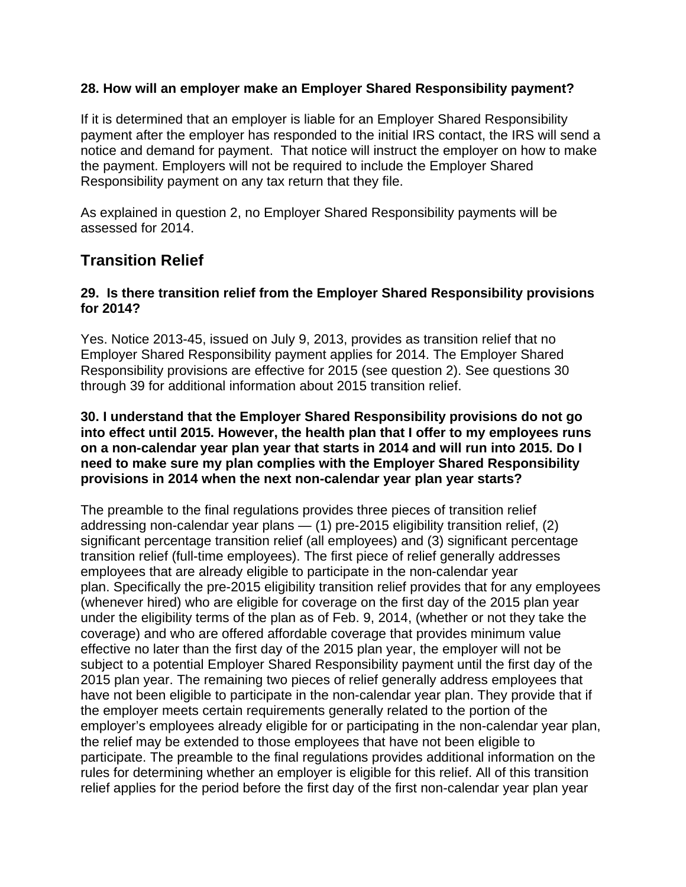**28. How will an employer make an Employer Shared Responsibility payment?**

If it is determined that an employer is liable for an Employer Shared Responsibility payment after the employer has responded to the initial IRS contact, the IRS will send a notice and demand for payment. That notice will instruct the employer on how to make the payment. Employers will not be required to include the Employer Shared Responsibility payment on any tax return that they file.

As explained in question 2, no Employer Shared Responsibility payments will be assessed for 2014.

## Transition Relief

**29. Is there transition relief from the Employer Shared Responsibility provisions for 2014?**

Yes. Notice 2013-45, issued on July 9, 2013, provides as transition relief that no Employer Shared Responsibility payment applies for 2014. The Employer Shared Responsibility provisions are effective for 2015 (see question 2). See questions 30 through 39 for additional information about 2015 transition relief.

**30. I understand that the Employer Shared Responsibility provisions do not go into effect until 2015. However, the health plan that I offer to my employees runs on a non-calendar year plan year that starts in 2014 and will run into 2015. Do I need to make sure my plan complies with the Employer Shared Responsibility provisions in 2014 when the next non-calendar year plan year starts?**

The preamble to the final regulations provides three pieces of transition relief addressing non-calendar year plans — (1) pre-2015 eligibility transition relief, (2) significant percentage transition relief (all employees) and (3) significant percentage transition relief (full-time employees). The first piece of relief generally addresses employees that are already eligible to participate in the non-calendar year plan. Specifically the pre-2015 eligibility transition relief provides that for any employees (whenever hired) who are eligible for coverage on the first day of the 2015 plan year under the eligibility terms of the plan as of Feb. 9, 2014, (whether or not they take the coverage) and who are offered affordable coverage that provides minimum value effective no later than the first day of the 2015 plan year, the employer will not be subject to a potential Employer Shared Responsibility payment until the first day of the 2015 plan year. The remaining two pieces of relief generally address employees that have not been eligible to participate in the non-calendar year plan. They provide that if the employer meets certain requirements generally related to the portion of the employer's employees already eligible for or participating in the non-calendar year plan, the relief may be extended to those employees that have not been eligible to participate. The preamble to the final regulations provides additional information on the rules for determining whether an employer is eligible for this relief. All of this transition relief applies for the period before the first day of the first non-calendar year plan year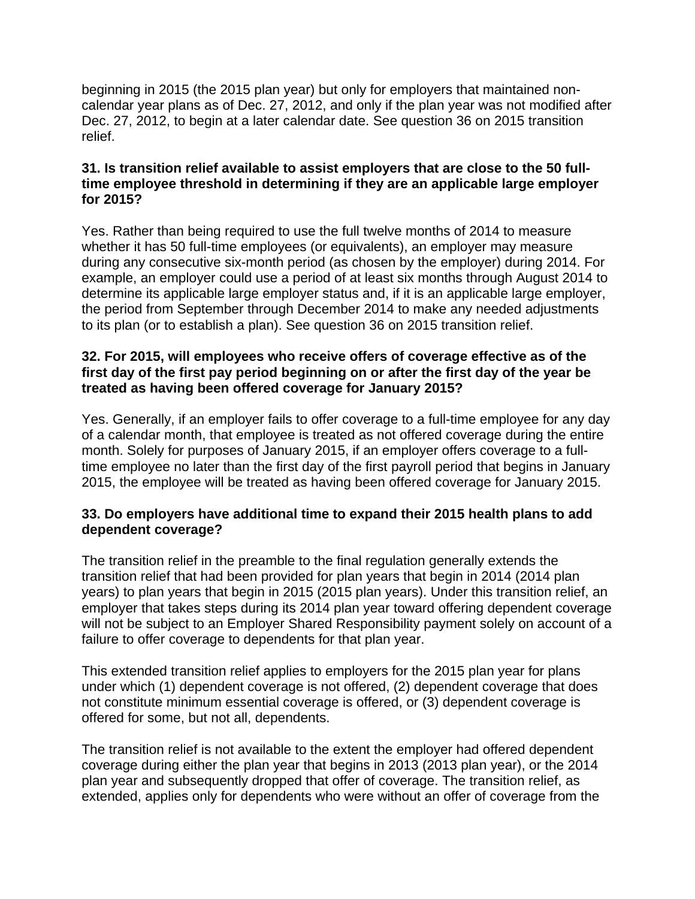beginning in 2015 (the 2015 plan year) but only for employers that maintained non-calendar year plans as of Dec. 27, 2012, and only if the plan year was not modified after Dec. 27, 2012, to begin at a later calendar date. See question 36 on 2015 transition relief.

**31. Is transition relief available to assist employers that are close to the 50 full-time employee threshold in determining if they are an applicable large employer for 2015?**

Yes. Rather than being required to use the full twelve months of 2014 to measure whether it has 50 full-time employees (or equivalents), an employer may measure during any consecutive six-month period (as chosen by the employer) during 2014. For example, an employer could use a period of at least six months through August 2014 to determine its applicable large employer status and, if it is an applicable large employer, the period from September through December 2014 to make any needed adjustments to its plan (or to establish a plan). See question 36 on 2015 transition relief.

**32. For 2015, will employees who receive offers of coverage effective as of the first day of the first pay period beginning on or after the first day of the year be treated as having been offered coverage for January 2015?**

Yes. Generally, if an employer fails to offer coverage to a full-time employee for any day of a calendar month, that employee is treated as not offered coverage during the entire month. Solely for purposes of January 2015, if an employer offers coverage to a full-time employee no later than the first day of the first payroll period that begins in January 2015, the employee will be treated as having been offered coverage for January 2015.

**33. Do employers have additional time to expand their 2015 health plans to add dependent coverage?**

The transition relief in the preamble to the final regulation generally extends the transition relief that had been provided for plan years that begin in 2014 (2014 plan years) to plan years that begin in 2015 (2015 plan years). Under this transition relief, an employer that takes steps during its 2014 plan year toward offering dependent coverage will not be subject to an Employer Shared Responsibility payment solely on account of a failure to offer coverage to dependents for that plan year.

This extended transition relief applies to employers for the 2015 plan year for plans under which (1) dependent coverage is not offered, (2) dependent coverage that does not constitute minimum essential coverage is offered, or (3) dependent coverage is offered for some, but not all, dependents.

The transition relief is not available to the extent the employer had offered dependent coverage during either the plan year that begins in 2013 (2013 plan year), or the 2014 plan year and subsequently dropped that offer of coverage. The transition relief, as extended, applies only for dependents who were without an offer of coverage from the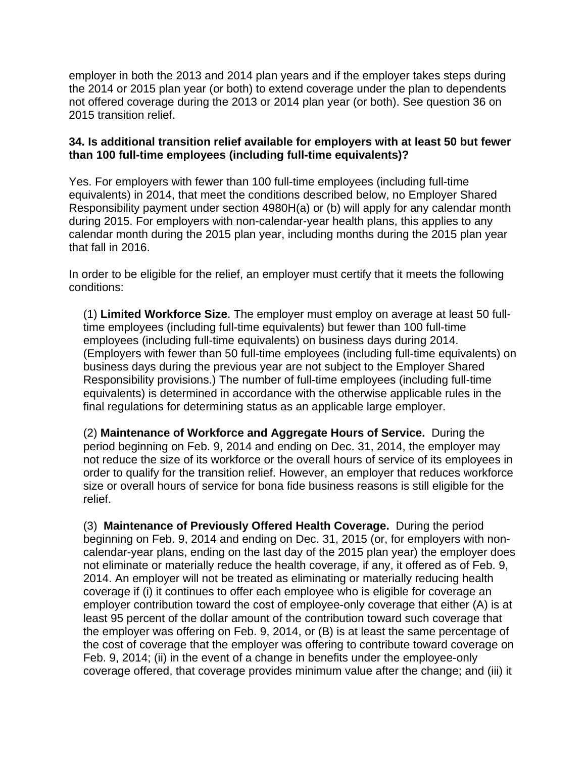employer in both the 2013 and 2014 plan years and if the employer takes steps during the 2014 or 2015 plan year (or both) to extend coverage under the plan to dependents not offered coverage during the 2013 or 2014 plan year (or both). See question 36 on 2015 transition relief.

**34. Is additional transition relief available for employers with at least 50 but fewer than 100 full-time employees (including full-time equivalents)?**

Yes. For employers with fewer than 100 full-time employees (including full-time equivalents) in 2014, that meet the conditions described below, no Employer Shared Responsibility payment under section 4980H(a) or (b) will apply for any calendar month during 2015. For employers with non-calendar-year health plans, this applies to any calendar month during the 2015 plan year, including months during the 2015 plan year that fall in 2016.

In order to be eligible for the relief, an employer must certify that it meets the following conditions:

(1) **Limited Workforce Size**. The employer must employ on average at least 50 full-time employees (including full-time equivalents) but fewer than 100 full-time employees (including full-time equivalents) on business days during 2014. (Employers with fewer than 50 full-time employees (including full-time equivalents) on business days during the previous year are not subject to the Employer Shared Responsibility provisions.) The number of full-time employees (including full-time equivalents) is determined in accordance with the otherwise applicable rules in the final regulations for determining status as an applicable large employer.

(2) **Maintenance of Workforce and Aggregate Hours of Service.** During the period beginning on Feb. 9, 2014 and ending on Dec. 31, 2014, the employer may not reduce the size of its workforce or the overall hours of service of its employees in order to qualify for the transition relief. However, an employer that reduces workforce size or overall hours of service for bona fide business reasons is still eligible for the relief.

(3) **Maintenance of Previously Offered Health Coverage.** During the period beginning on Feb. 9, 2014 and ending on Dec. 31, 2015 (or, for employers with non-calendar-year plans, ending on the last day of the 2015 plan year) the employer does not eliminate or materially reduce the health coverage, if any, it offered as of Feb. 9, 2014. An employer will not be treated as eliminating or materially reducing health coverage if (i) it continues to offer each employee who is eligible for coverage an employer contribution toward the cost of employee-only coverage that either (A) is at least 95 percent of the dollar amount of the contribution toward such coverage that the employer was offering on Feb. 9, 2014, or (B) is at least the same percentage of the cost of coverage that the employer was offering to contribute toward coverage on Feb. 9, 2014; (ii) in the event of a change in benefits under the employee-only coverage offered, that coverage provides minimum value after the change; and (iii) it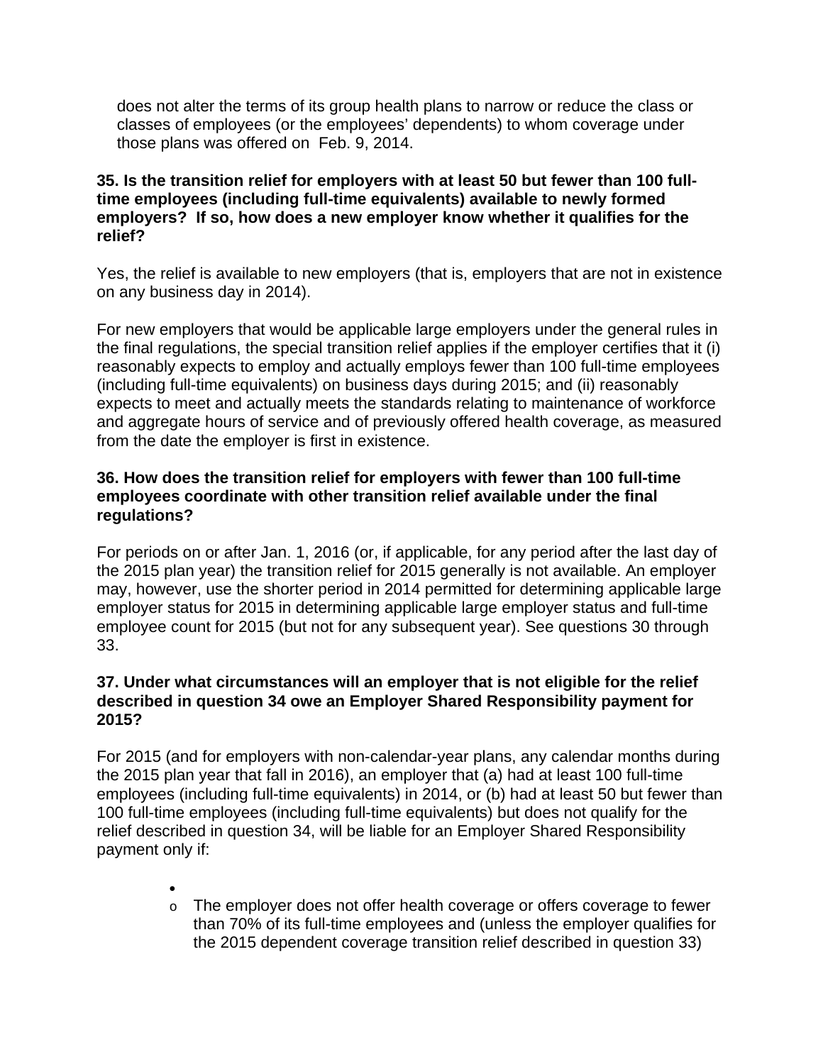does not alter the terms of its group health plans to narrow or reduce the class or classes of employees (or the employees' dependents) to whom coverage under those plans was offered on Feb. 9, 2014.

**35. Is the transition relief for employers with at least 50 but fewer than 100 full-time employees (including full-time equivalents) available to newly formed employers? If so, how does a new employer know whether it qualifies for the relief?**

Yes, the relief is available to new employers (that is, employers that are not in existence on any business day in 2014).

For new employers that would be applicable large employers under the general rules in the final regulations, the special transition relief applies if the employer certifies that it (i) reasonably expects to employ and actually employs fewer than 100 full-time employees (including full-time equivalents) on business days during 2015; and (ii) reasonably expects to meet and actually meets the standards relating to maintenance of workforce and aggregate hours of service and of previously offered health coverage, as measured from the date the employer is first in existence.

**36. How does the transition relief for employers with fewer than 100 full-time employees coordinate with other transition relief available under the final regulations?**

For periods on or after Jan. 1, 2016 (or, if applicable, for any period after the last day of the 2015 plan year) the transition relief for 2015 generally is not available. An employer may, however, use the shorter period in 2014 permitted for determining applicable large employer status for 2015 in determining applicable large employer status and full-time employee count for 2015 (but not for any subsequent year). See questions 30 through 33.

**37. Under what circumstances will an employer that is not eligible for the relief described in question 34 owe an Employer Shared Responsibility payment for 2015?**

For 2015 (and for employers with non-calendar-year plans, any calendar months during the 2015 plan year that fall in 2016), an employer that (a) had at least 100 full-time employees (including full-time equivalents) in 2014, or (b) had at least 50 but fewer than 100 full-time employees (including full-time equivalents) but does not qualify for the relief described in question 34, will be liable for an Employer Shared Responsibility payment only if:

- 
    - The employer does not offer health coverage or offers coverage to fewer than 70% of its full-time employees and (unless the employer qualifies for the 2015 dependent coverage transition relief described in question 33)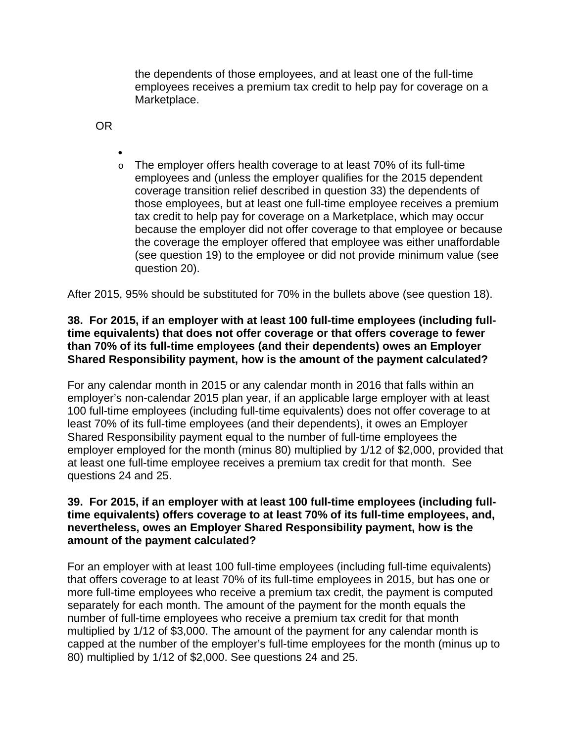the dependents of those employees, and at least one of the full-time employees receives a premium tax credit to help pay for coverage on a Marketplace.

OR

- 
  - The employer offers health coverage to at least 70% of its full-time employees and (unless the employer qualifies for the 2015 dependent coverage transition relief described in question 33) the dependents of those employees, but at least one full-time employee receives a premium tax credit to help pay for coverage on a Marketplace, which may occur because the employer did not offer coverage to that employee or because the coverage the employer offered that employee was either unaffordable (see question 19) to the employee or did not provide minimum value (see question 20).

After 2015, 95% should be substituted for 70% in the bullets above (see question 18).

**38. For 2015, if an employer with at least 100 full-time employees (including full-time equivalents) that does not offer coverage or that offers coverage to fewer than 70% of its full-time employees (and their dependents) owes an Employer Shared Responsibility payment, how is the amount of the payment calculated?**

For any calendar month in 2015 or any calendar month in 2016 that falls within an employer's non-calendar 2015 plan year, if an applicable large employer with at least 100 full-time employees (including full-time equivalents) does not offer coverage to at least 70% of its full-time employees (and their dependents), it owes an Employer Shared Responsibility payment equal to the number of full-time employees the employer employed for the month (minus 80) multiplied by 1/12 of $2,000, provided that at least one full-time employee receives a premium tax credit for that month. See questions 24 and 25.

**39. For 2015, if an employer with at least 100 full-time employees (including full-time equivalents) offers coverage to at least 70% of its full-time employees, and, nevertheless, owes an Employer Shared Responsibility payment, how is the amount of the payment calculated?**

For an employer with at least 100 full-time employees (including full-time equivalents) that offers coverage to at least 70% of its full-time employees in 2015, but has one or more full-time employees who receive a premium tax credit, the payment is computed separately for each month. The amount of the payment for the month equals the number of full-time employees who receive a premium tax credit for that month multiplied by 1/12 of $3,000. The amount of the payment for any calendar month is capped at the number of the employer's full-time employees for the month (minus up to 80) multiplied by 1/12 of $2,000. See questions 24 and 25.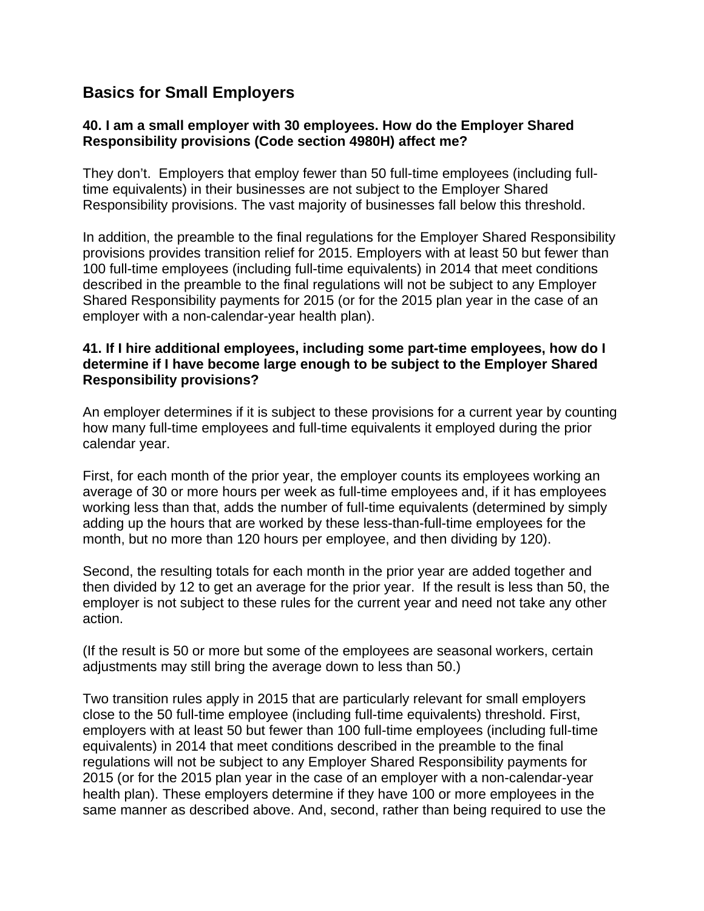## Basics for Small Employers

**40. I am a small employer with 30 employees. How do the Employer Shared Responsibility provisions (Code section 4980H) affect me?**

They don't. Employers that employ fewer than 50 full-time employees (including full-time equivalents) in their businesses are not subject to the Employer Shared Responsibility provisions. The vast majority of businesses fall below this threshold.

In addition, the preamble to the final regulations for the Employer Shared Responsibility provisions provides transition relief for 2015. Employers with at least 50 but fewer than 100 full-time employees (including full-time equivalents) in 2014 that meet conditions described in the preamble to the final regulations will not be subject to any Employer Shared Responsibility payments for 2015 (or for the 2015 plan year in the case of an employer with a non-calendar-year health plan).

**41. If I hire additional employees, including some part-time employees, how do I determine if I have become large enough to be subject to the Employer Shared Responsibility provisions?**

An employer determines if it is subject to these provisions for a current year by counting how many full-time employees and full-time equivalents it employed during the prior calendar year.

First, for each month of the prior year, the employer counts its employees working an average of 30 or more hours per week as full-time employees and, if it has employees working less than that, adds the number of full-time equivalents (determined by simply adding up the hours that are worked by these less-than-full-time employees for the month, but no more than 120 hours per employee, and then dividing by 120).

Second, the resulting totals for each month in the prior year are added together and then divided by 12 to get an average for the prior year. If the result is less than 50, the employer is not subject to these rules for the current year and need not take any other action.

(If the result is 50 or more but some of the employees are seasonal workers, certain adjustments may still bring the average down to less than 50.)

Two transition rules apply in 2015 that are particularly relevant for small employers close to the 50 full-time employee (including full-time equivalents) threshold. First, employers with at least 50 but fewer than 100 full-time employees (including full-time equivalents) in 2014 that meet conditions described in the preamble to the final regulations will not be subject to any Employer Shared Responsibility payments for 2015 (or for the 2015 plan year in the case of an employer with a non-calendar-year health plan). These employers determine if they have 100 or more employees in the same manner as described above. And, second, rather than being required to use the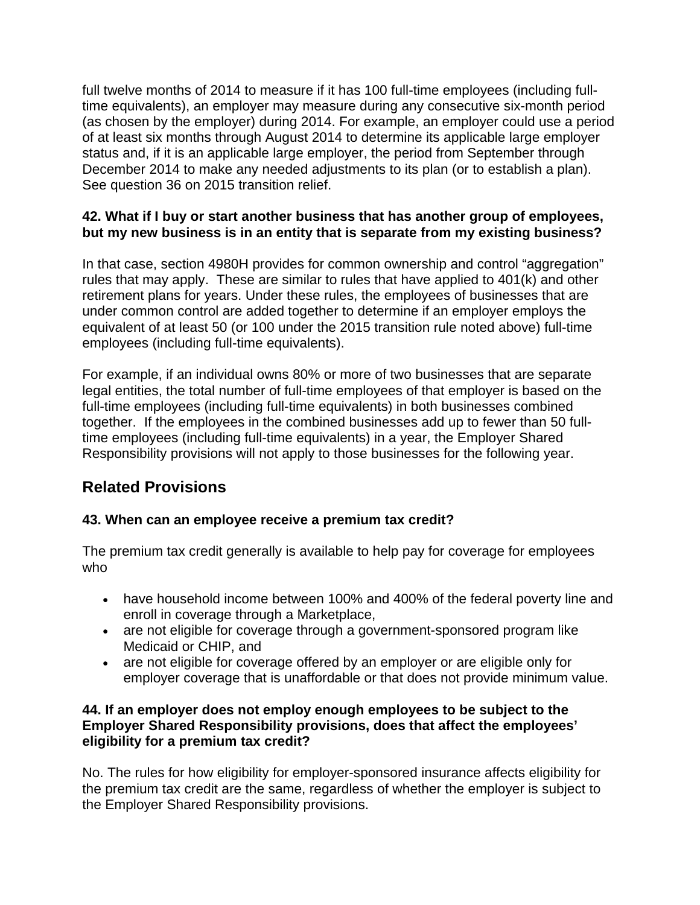full twelve months of 2014 to measure if it has 100 full-time employees (including full-time equivalents), an employer may measure during any consecutive six-month period (as chosen by the employer) during 2014. For example, an employer could use a period of at least six months through August 2014 to determine its applicable large employer status and, if it is an applicable large employer, the period from September through December 2014 to make any needed adjustments to its plan (or to establish a plan). See question 36 on 2015 transition relief.

**42. What if I buy or start another business that has another group of employees, but my new business is in an entity that is separate from my existing business?**

In that case, section 4980H provides for common ownership and control "aggregation" rules that may apply. These are similar to rules that have applied to 401(k) and other retirement plans for years. Under these rules, the employees of businesses that are under common control are added together to determine if an employer employs the equivalent of at least 50 (or 100 under the 2015 transition rule noted above) full-time employees (including full-time equivalents).

For example, if an individual owns 80% or more of two businesses that are separate legal entities, the total number of full-time employees of that employer is based on the full-time employees (including full-time equivalents) in both businesses combined together. If the employees in the combined businesses add up to fewer than 50 full-time employees (including full-time equivalents) in a year, the Employer Shared Responsibility provisions will not apply to those businesses for the following year.

## Related Provisions

**43. When can an employee receive a premium tax credit?**

The premium tax credit generally is available to help pay for coverage for employees who

- have household income between 100% and 400% of the federal poverty line and enroll in coverage through a Marketplace,
- are not eligible for coverage through a government-sponsored program like Medicaid or CHIP, and
- are not eligible for coverage offered by an employer or are eligible only for employer coverage that is unaffordable or that does not provide minimum value.

**44. If an employer does not employ enough employees to be subject to the Employer Shared Responsibility provisions, does that affect the employees' eligibility for a premium tax credit?**

No. The rules for how eligibility for employer-sponsored insurance affects eligibility for the premium tax credit are the same, regardless of whether the employer is subject to the Employer Shared Responsibility provisions.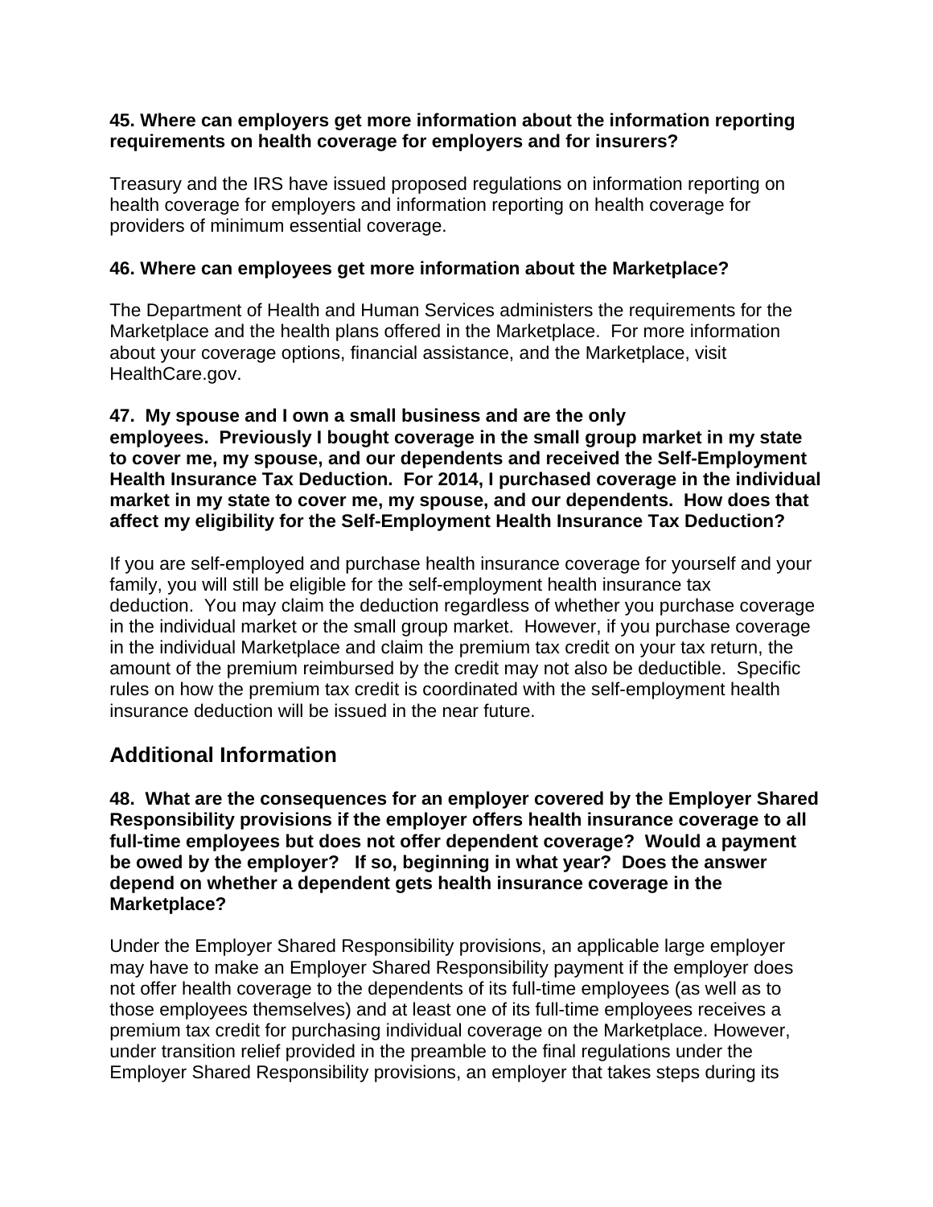**45. Where can employers get more information about the information reporting requirements on health coverage for employers and for insurers?**

Treasury and the IRS have issued proposed regulations on information reporting on health coverage for employers and information reporting on health coverage for providers of minimum essential coverage.

**46. Where can employees get more information about the Marketplace?**

The Department of Health and Human Services administers the requirements for the Marketplace and the health plans offered in the Marketplace. For more information about your coverage options, financial assistance, and the Marketplace, visit HealthCare.gov.

**47. My spouse and I own a small business and are the only employees. Previously I bought coverage in the small group market in my state to cover me, my spouse, and our dependents and received the Self-Employment Health Insurance Tax Deduction. For 2014, I purchased coverage in the individual market in my state to cover me, my spouse, and our dependents. How does that affect my eligibility for the Self-Employment Health Insurance Tax Deduction?**

If you are self-employed and purchase health insurance coverage for yourself and your family, you will still be eligible for the self-employment health insurance tax deduction. You may claim the deduction regardless of whether you purchase coverage in the individual market or the small group market. However, if you purchase coverage in the individual Marketplace and claim the premium tax credit on your tax return, the amount of the premium reimbursed by the credit may not also be deductible. Specific rules on how the premium tax credit is coordinated with the self-employment health insurance deduction will be issued in the near future.

## Additional Information

**48. What are the consequences for an employer covered by the Employer Shared Responsibility provisions if the employer offers health insurance coverage to all full-time employees but does not offer dependent coverage? Would a payment be owed by the employer? If so, beginning in what year? Does the answer depend on whether a dependent gets health insurance coverage in the Marketplace?**

Under the Employer Shared Responsibility provisions, an applicable large employer may have to make an Employer Shared Responsibility payment if the employer does not offer health coverage to the dependents of its full-time employees (as well as to those employees themselves) and at least one of its full-time employees receives a premium tax credit for purchasing individual coverage on the Marketplace. However, under transition relief provided in the preamble to the final regulations under the Employer Shared Responsibility provisions, an employer that takes steps during its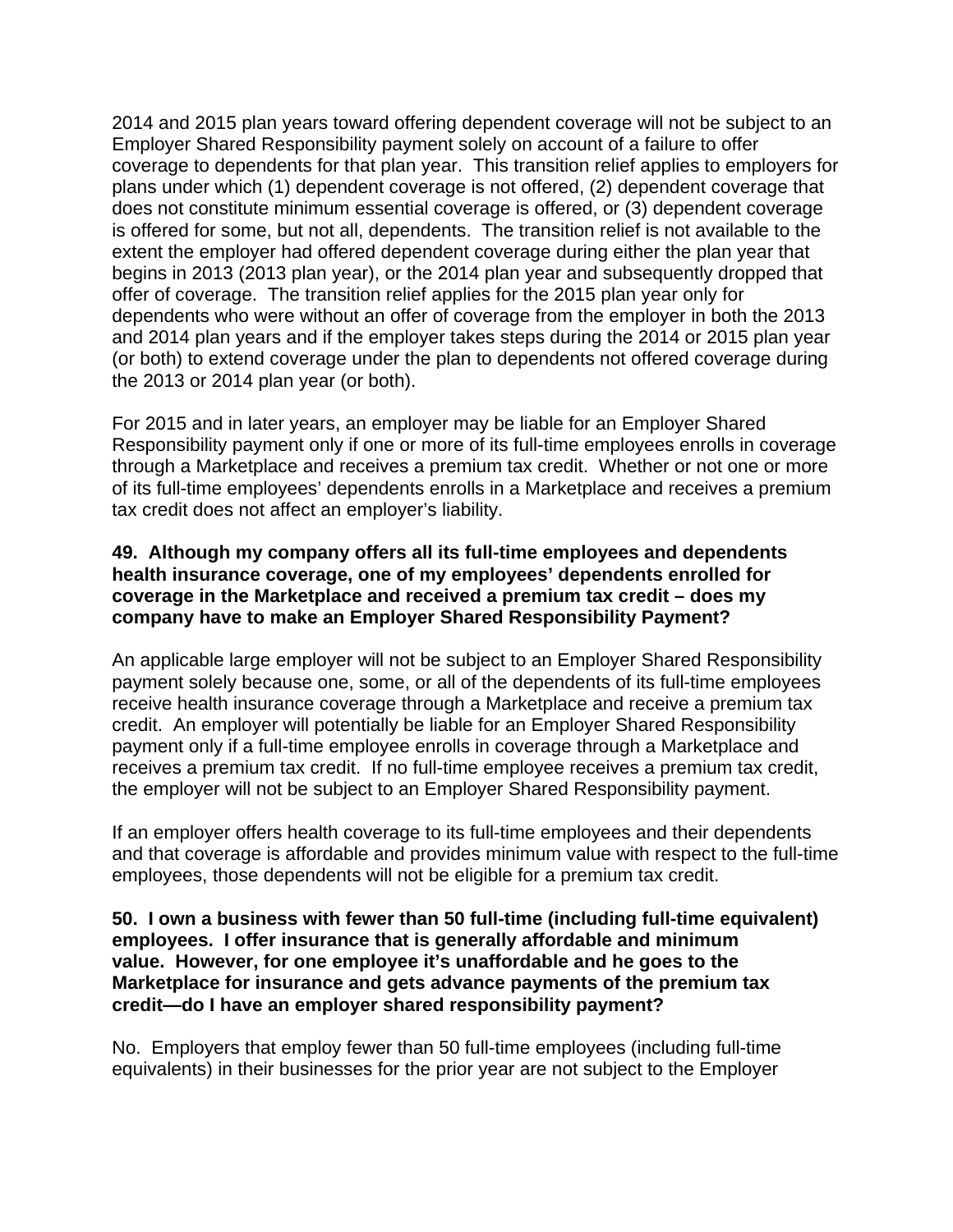2014 and 2015 plan years toward offering dependent coverage will not be subject to an Employer Shared Responsibility payment solely on account of a failure to offer coverage to dependents for that plan year. This transition relief applies to employers for plans under which (1) dependent coverage is not offered, (2) dependent coverage that does not constitute minimum essential coverage is offered, or (3) dependent coverage is offered for some, but not all, dependents. The transition relief is not available to the extent the employer had offered dependent coverage during either the plan year that begins in 2013 (2013 plan year), or the 2014 plan year and subsequently dropped that offer of coverage. The transition relief applies for the 2015 plan year only for dependents who were without an offer of coverage from the employer in both the 2013 and 2014 plan years and if the employer takes steps during the 2014 or 2015 plan year (or both) to extend coverage under the plan to dependents not offered coverage during the 2013 or 2014 plan year (or both).

For 2015 and in later years, an employer may be liable for an Employer Shared Responsibility payment only if one or more of its full-time employees enrolls in coverage through a Marketplace and receives a premium tax credit. Whether or not one or more of its full-time employees' dependents enrolls in a Marketplace and receives a premium tax credit does not affect an employer's liability.

**49. Although my company offers all its full-time employees and dependents health insurance coverage, one of my employees' dependents enrolled for coverage in the Marketplace and received a premium tax credit – does my company have to make an Employer Shared Responsibility Payment?**

An applicable large employer will not be subject to an Employer Shared Responsibility payment solely because one, some, or all of the dependents of its full-time employees receive health insurance coverage through a Marketplace and receive a premium tax credit. An employer will potentially be liable for an Employer Shared Responsibility payment only if a full-time employee enrolls in coverage through a Marketplace and receives a premium tax credit. If no full-time employee receives a premium tax credit, the employer will not be subject to an Employer Shared Responsibility payment.

If an employer offers health coverage to its full-time employees and their dependents and that coverage is affordable and provides minimum value with respect to the full-time employees, those dependents will not be eligible for a premium tax credit.

**50. I own a business with fewer than 50 full-time (including full-time equivalent) employees. I offer insurance that is generally affordable and minimum value. However, for one employee it's unaffordable and he goes to the Marketplace for insurance and gets advance payments of the premium tax credit—do I have an employer shared responsibility payment?**

No. Employers that employ fewer than 50 full-time employees (including full-time equivalents) in their businesses for the prior year are not subject to the Employer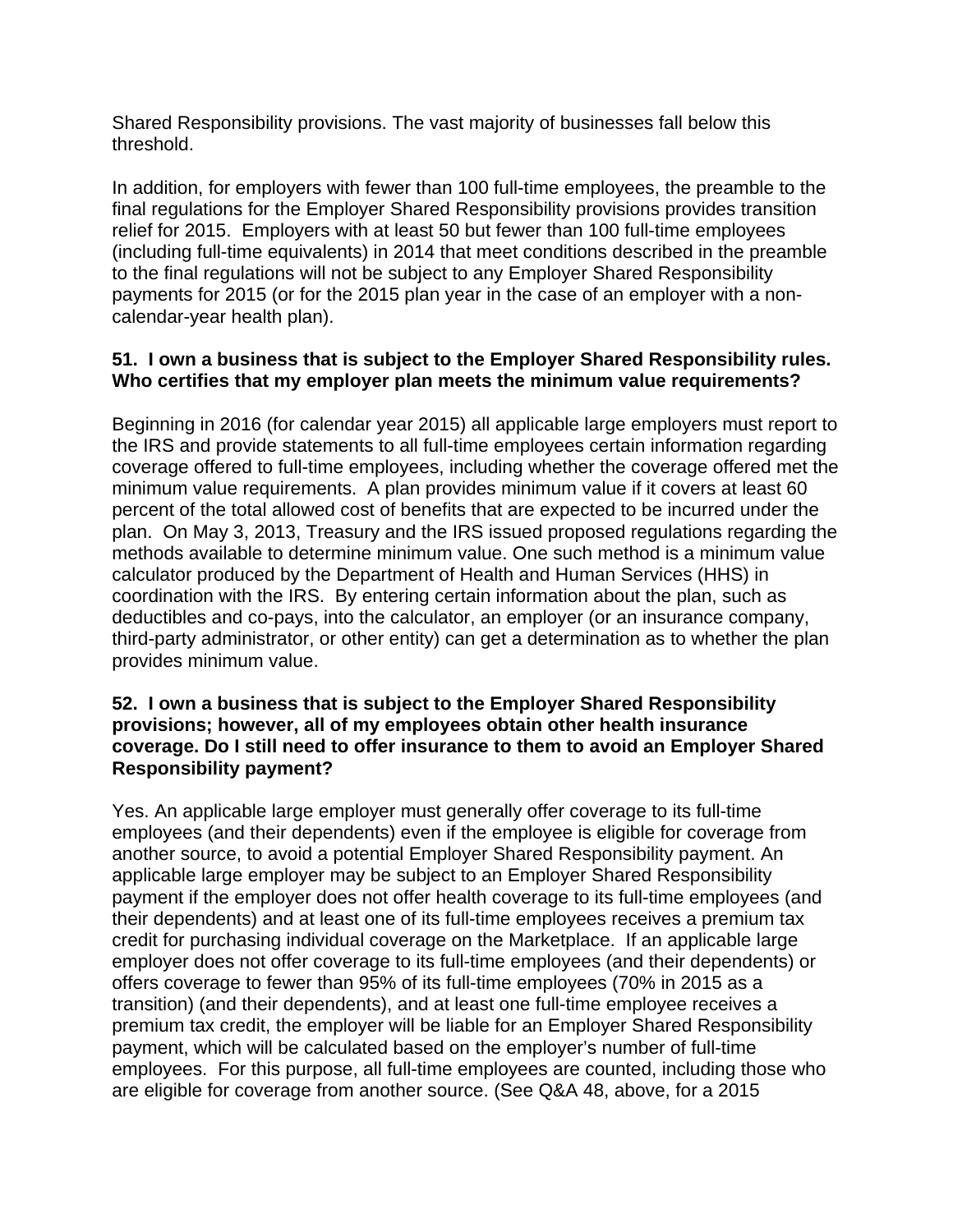Shared Responsibility provisions. The vast majority of businesses fall below this threshold.

In addition, for employers with fewer than 100 full-time employees, the preamble to the final regulations for the Employer Shared Responsibility provisions provides transition relief for 2015. Employers with at least 50 but fewer than 100 full-time employees (including full-time equivalents) in 2014 that meet conditions described in the preamble to the final regulations will not be subject to any Employer Shared Responsibility payments for 2015 (or for the 2015 plan year in the case of an employer with a non-calendar-year health plan).

**51. I own a business that is subject to the Employer Shared Responsibility rules. Who certifies that my employer plan meets the minimum value requirements?**

Beginning in 2016 (for calendar year 2015) all applicable large employers must report to the IRS and provide statements to all full-time employees certain information regarding coverage offered to full-time employees, including whether the coverage offered met the minimum value requirements. A plan provides minimum value if it covers at least 60 percent of the total allowed cost of benefits that are expected to be incurred under the plan. On May 3, 2013, Treasury and the IRS issued proposed regulations regarding the methods available to determine minimum value. One such method is a minimum value calculator produced by the Department of Health and Human Services (HHS) in coordination with the IRS. By entering certain information about the plan, such as deductibles and co-pays, into the calculator, an employer (or an insurance company, third-party administrator, or other entity) can get a determination as to whether the plan provides minimum value.

**52. I own a business that is subject to the Employer Shared Responsibility provisions; however, all of my employees obtain other health insurance coverage. Do I still need to offer insurance to them to avoid an Employer Shared Responsibility payment?**

Yes. An applicable large employer must generally offer coverage to its full-time employees (and their dependents) even if the employee is eligible for coverage from another source, to avoid a potential Employer Shared Responsibility payment. An applicable large employer may be subject to an Employer Shared Responsibility payment if the employer does not offer health coverage to its full-time employees (and their dependents) and at least one of its full-time employees receives a premium tax credit for purchasing individual coverage on the Marketplace. If an applicable large employer does not offer coverage to its full-time employees (and their dependents) or offers coverage to fewer than 95% of its full-time employees (70% in 2015 as a transition) (and their dependents), and at least one full-time employee receives a premium tax credit, the employer will be liable for an Employer Shared Responsibility payment, which will be calculated based on the employer's number of full-time employees. For this purpose, all full-time employees are counted, including those who are eligible for coverage from another source. (See Q&A 48, above, for a 2015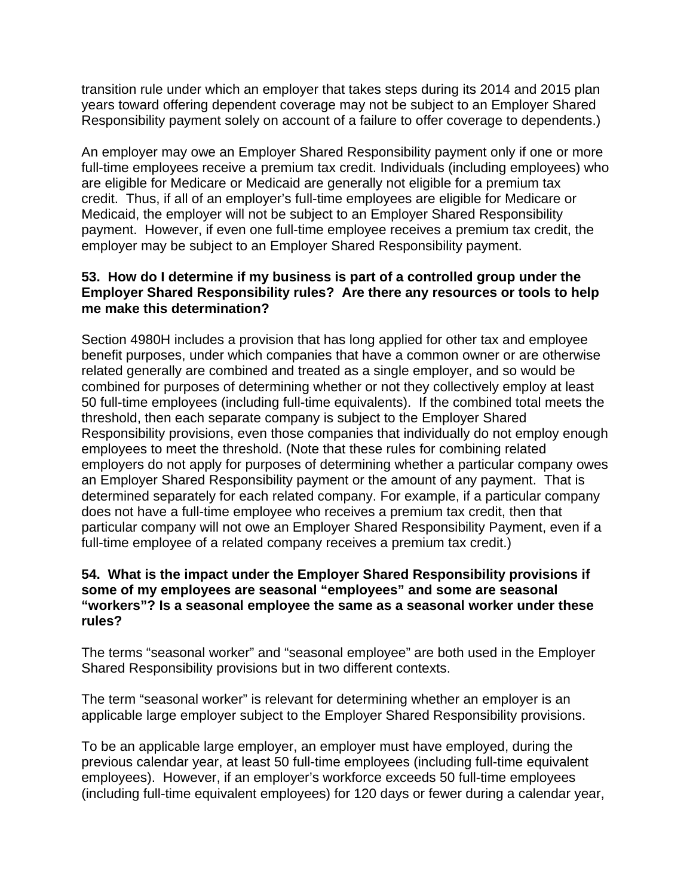transition rule under which an employer that takes steps during its 2014 and 2015 plan years toward offering dependent coverage may not be subject to an Employer Shared Responsibility payment solely on account of a failure to offer coverage to dependents.)

An employer may owe an Employer Shared Responsibility payment only if one or more full-time employees receive a premium tax credit. Individuals (including employees) who are eligible for Medicare or Medicaid are generally not eligible for a premium tax credit. Thus, if all of an employer's full-time employees are eligible for Medicare or Medicaid, the employer will not be subject to an Employer Shared Responsibility payment. However, if even one full-time employee receives a premium tax credit, the employer may be subject to an Employer Shared Responsibility payment.

**53. How do I determine if my business is part of a controlled group under the Employer Shared Responsibility rules? Are there any resources or tools to help me make this determination?**

Section 4980H includes a provision that has long applied for other tax and employee benefit purposes, under which companies that have a common owner or are otherwise related generally are combined and treated as a single employer, and so would be combined for purposes of determining whether or not they collectively employ at least 50 full-time employees (including full-time equivalents). If the combined total meets the threshold, then each separate company is subject to the Employer Shared Responsibility provisions, even those companies that individually do not employ enough employees to meet the threshold. (Note that these rules for combining related employers do not apply for purposes of determining whether a particular company owes an Employer Shared Responsibility payment or the amount of any payment. That is determined separately for each related company. For example, if a particular company does not have a full-time employee who receives a premium tax credit, then that particular company will not owe an Employer Shared Responsibility Payment, even if a full-time employee of a related company receives a premium tax credit.)

**54. What is the impact under the Employer Shared Responsibility provisions if some of my employees are seasonal "employees" and some are seasonal "workers"? Is a seasonal employee the same as a seasonal worker under these rules?**

The terms "seasonal worker" and "seasonal employee" are both used in the Employer Shared Responsibility provisions but in two different contexts.

The term "seasonal worker" is relevant for determining whether an employer is an applicable large employer subject to the Employer Shared Responsibility provisions.

To be an applicable large employer, an employer must have employed, during the previous calendar year, at least 50 full-time employees (including full-time equivalent employees). However, if an employer's workforce exceeds 50 full-time employees (including full-time equivalent employees) for 120 days or fewer during a calendar year,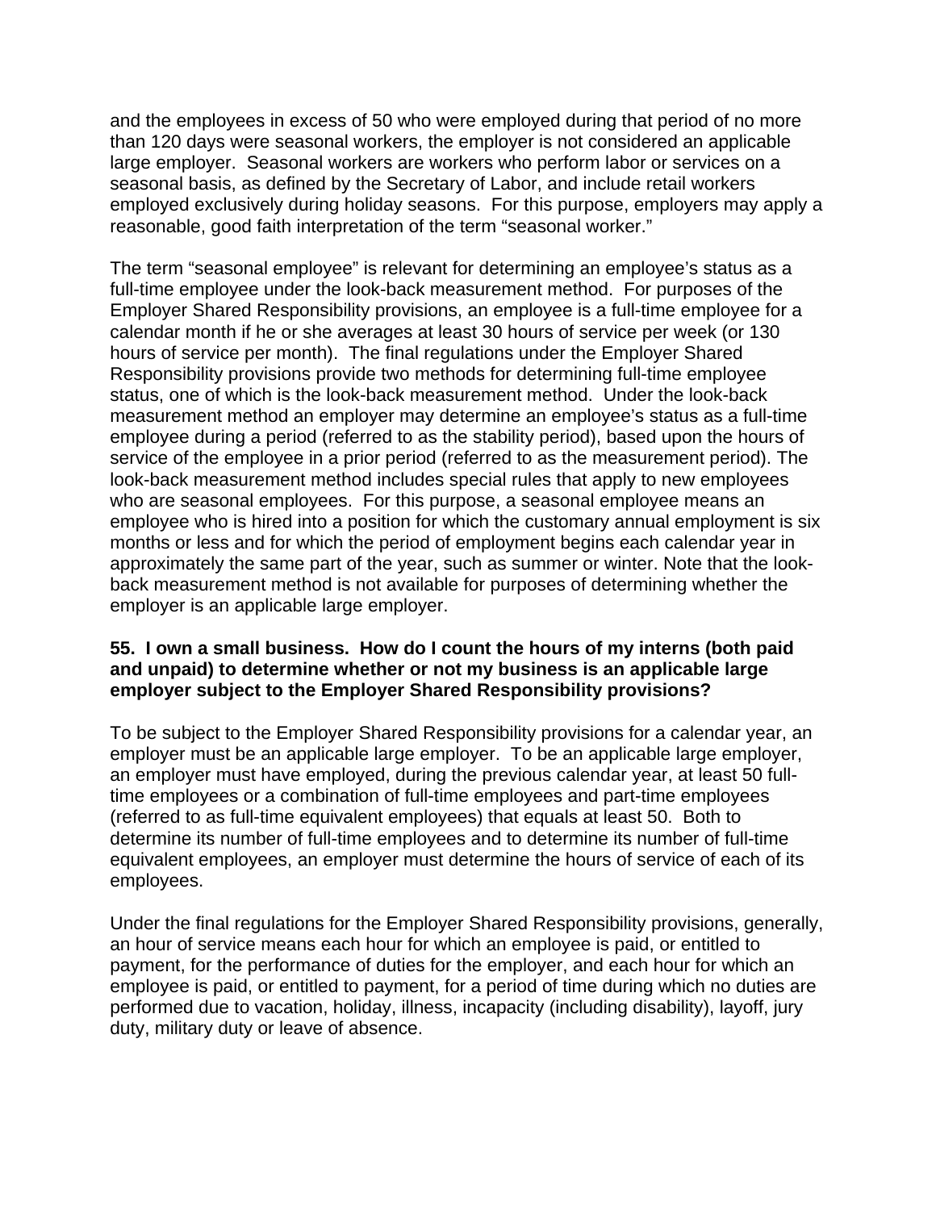and the employees in excess of 50 who were employed during that period of no more than 120 days were seasonal workers, the employer is not considered an applicable large employer. Seasonal workers are workers who perform labor or services on a seasonal basis, as defined by the Secretary of Labor, and include retail workers employed exclusively during holiday seasons. For this purpose, employers may apply a reasonable, good faith interpretation of the term "seasonal worker."

The term "seasonal employee" is relevant for determining an employee's status as a full-time employee under the look-back measurement method. For purposes of the Employer Shared Responsibility provisions, an employee is a full-time employee for a calendar month if he or she averages at least 30 hours of service per week (or 130 hours of service per month). The final regulations under the Employer Shared Responsibility provisions provide two methods for determining full-time employee status, one of which is the look-back measurement method. Under the look-back measurement method an employer may determine an employee's status as a full-time employee during a period (referred to as the stability period), based upon the hours of service of the employee in a prior period (referred to as the measurement period). The look-back measurement method includes special rules that apply to new employees who are seasonal employees. For this purpose, a seasonal employee means an employee who is hired into a position for which the customary annual employment is six months or less and for which the period of employment begins each calendar year in approximately the same part of the year, such as summer or winter. Note that the look-back measurement method is not available for purposes of determining whether the employer is an applicable large employer.

**55. I own a small business. How do I count the hours of my interns (both paid and unpaid) to determine whether or not my business is an applicable large employer subject to the Employer Shared Responsibility provisions?**

To be subject to the Employer Shared Responsibility provisions for a calendar year, an employer must be an applicable large employer. To be an applicable large employer, an employer must have employed, during the previous calendar year, at least 50 full-time employees or a combination of full-time employees and part-time employees (referred to as full-time equivalent employees) that equals at least 50. Both to determine its number of full-time employees and to determine its number of full-time equivalent employees, an employer must determine the hours of service of each of its employees.

Under the final regulations for the Employer Shared Responsibility provisions, generally, an hour of service means each hour for which an employee is paid, or entitled to payment, for the performance of duties for the employer, and each hour for which an employee is paid, or entitled to payment, for a period of time during which no duties are performed due to vacation, holiday, illness, incapacity (including disability), layoff, jury duty, military duty or leave of absence.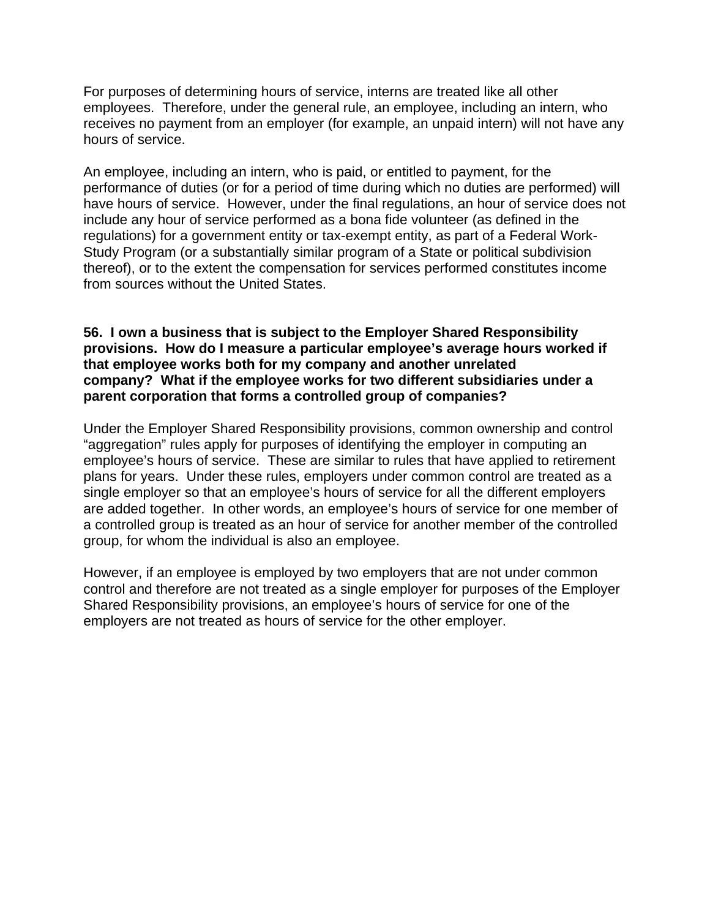For purposes of determining hours of service, interns are treated like all other employees. Therefore, under the general rule, an employee, including an intern, who receives no payment from an employer (for example, an unpaid intern) will not have any hours of service.

An employee, including an intern, who is paid, or entitled to payment, for the performance of duties (or for a period of time during which no duties are performed) will have hours of service. However, under the final regulations, an hour of service does not include any hour of service performed as a bona fide volunteer (as defined in the regulations) for a government entity or tax-exempt entity, as part of a Federal Work-Study Program (or a substantially similar program of a State or political subdivision thereof), or to the extent the compensation for services performed constitutes income from sources without the United States.

**56. I own a business that is subject to the Employer Shared Responsibility provisions. How do I measure a particular employee's average hours worked if that employee works both for my company and another unrelated company? What if the employee works for two different subsidiaries under a parent corporation that forms a controlled group of companies?**

Under the Employer Shared Responsibility provisions, common ownership and control "aggregation" rules apply for purposes of identifying the employer in computing an employee's hours of service. These are similar to rules that have applied to retirement plans for years. Under these rules, employers under common control are treated as a single employer so that an employee's hours of service for all the different employers are added together. In other words, an employee's hours of service for one member of a controlled group is treated as an hour of service for another member of the controlled group, for whom the individual is also an employee.

However, if an employee is employed by two employers that are not under common control and therefore are not treated as a single employer for purposes of the Employer Shared Responsibility provisions, an employee's hours of service for one of the employers are not treated as hours of service for the other employer.